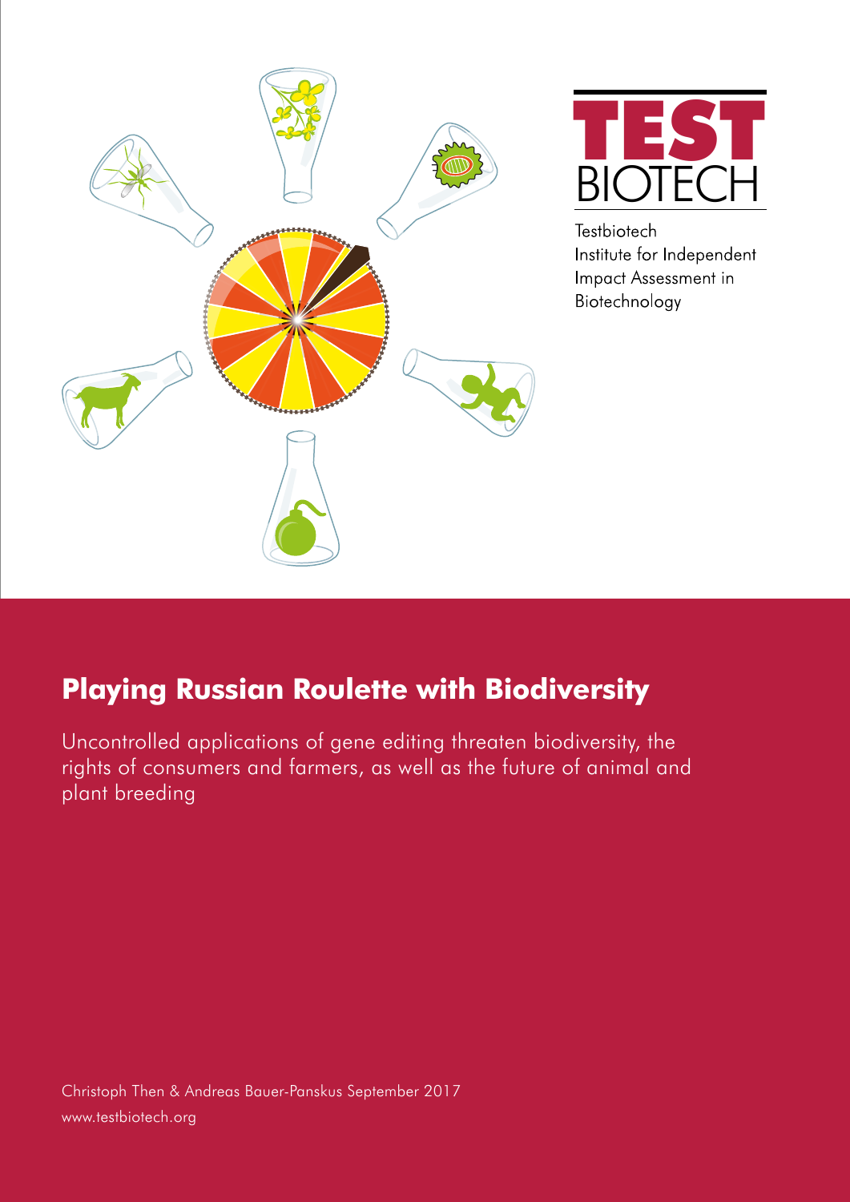TEST BIOTECH

Testbiotech
Institute for Independent
Impact Assessment in
Biotechnology

# Playing Russian Roulette with Biodiversity

Uncontrolled applications of gene editing threaten biodiversity, the rights of consumers and farmers, as well as the future of animal and plant breeding

Christoph Then & Andreas Bauer-Panskus September 2017
www.testbiotech.org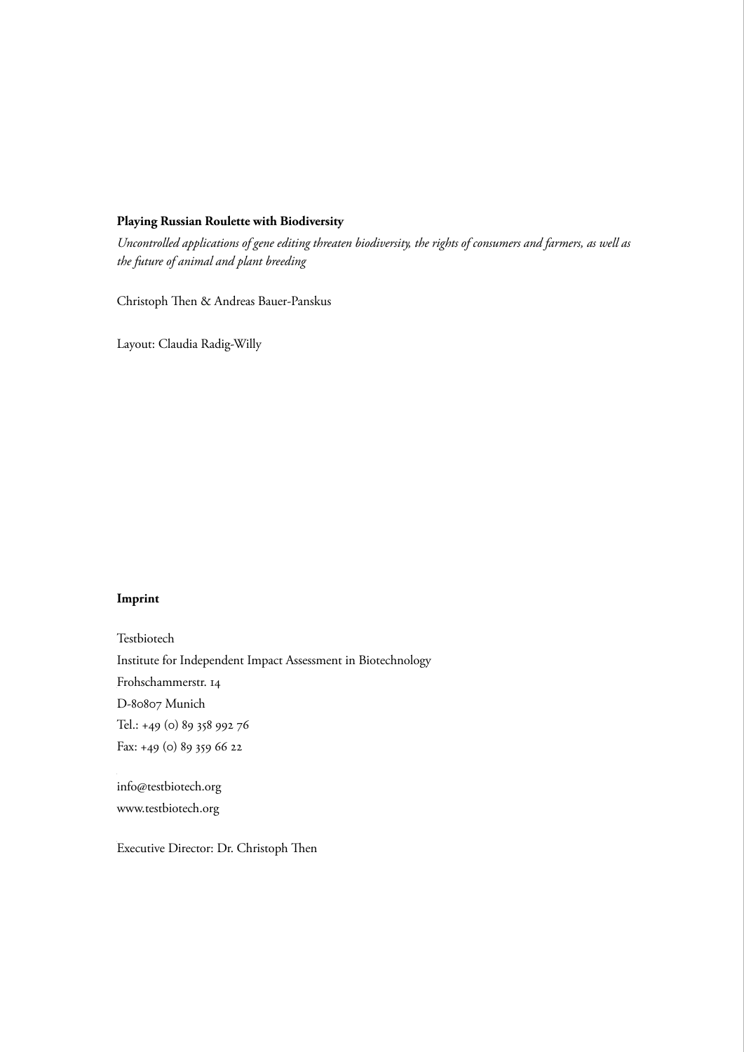**Playing Russian Roulette with Biodiversity**

*Uncontrolled applications of gene editing threaten biodiversity, the rights of consumers and farmers, as well as the future of animal and plant breeding*

Christoph Then & Andreas Bauer-Panskus

Layout: Claudia Radig-Willy

**Imprint**

Testbiotech  
Institute for Independent Impact Assessment in Biotechnology  
Frohschammerstr. 14  
D-80807 Munich  
Tel.: +49 (0) 89 358 992 76  
Fax: +49 (0) 89 359 66 22

info@testbiotech.org  
www.testbiotech.org

Executive Director: Dr. Christoph Then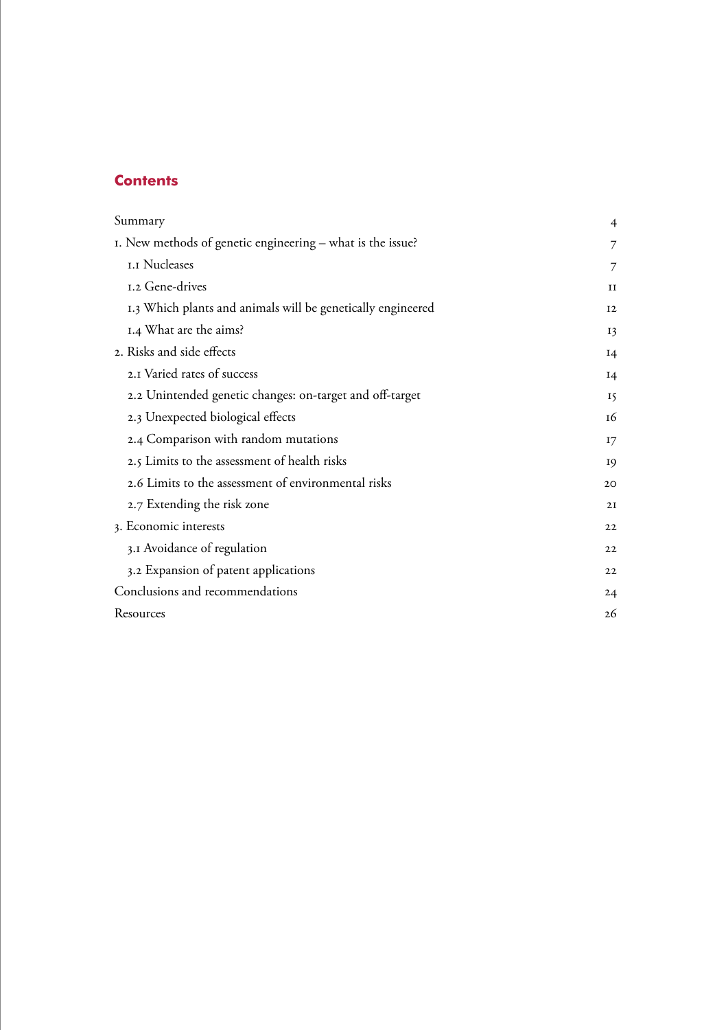## Contents

| | |
|---|---|
| Summary | 4 |
| 1. New methods of genetic engineering – what is the issue? | 7 |
| 1.1 Nucleases | 7 |
| 1.2 Gene-drives | 11 |
| 1.3 Which plants and animals will be genetically engineered | 12 |
| 1.4 What are the aims? | 13 |
| 2. Risks and side effects | 14 |
| 2.1 Varied rates of success | 14 |
| 2.2 Unintended genetic changes: on-target and off-target | 15 |
| 2.3 Unexpected biological effects | 16 |
| 2.4 Comparison with random mutations | 17 |
| 2.5 Limits to the assessment of health risks | 19 |
| 2.6 Limits to the assessment of environmental risks | 20 |
| 2.7 Extending the risk zone | 21 |
| 3. Economic interests | 22 |
| 3.1 Avoidance of regulation | 22 |
| 3.2 Expansion of patent applications | 22 |
| Conclusions and recommendations | 24 |
| Resources | 26 |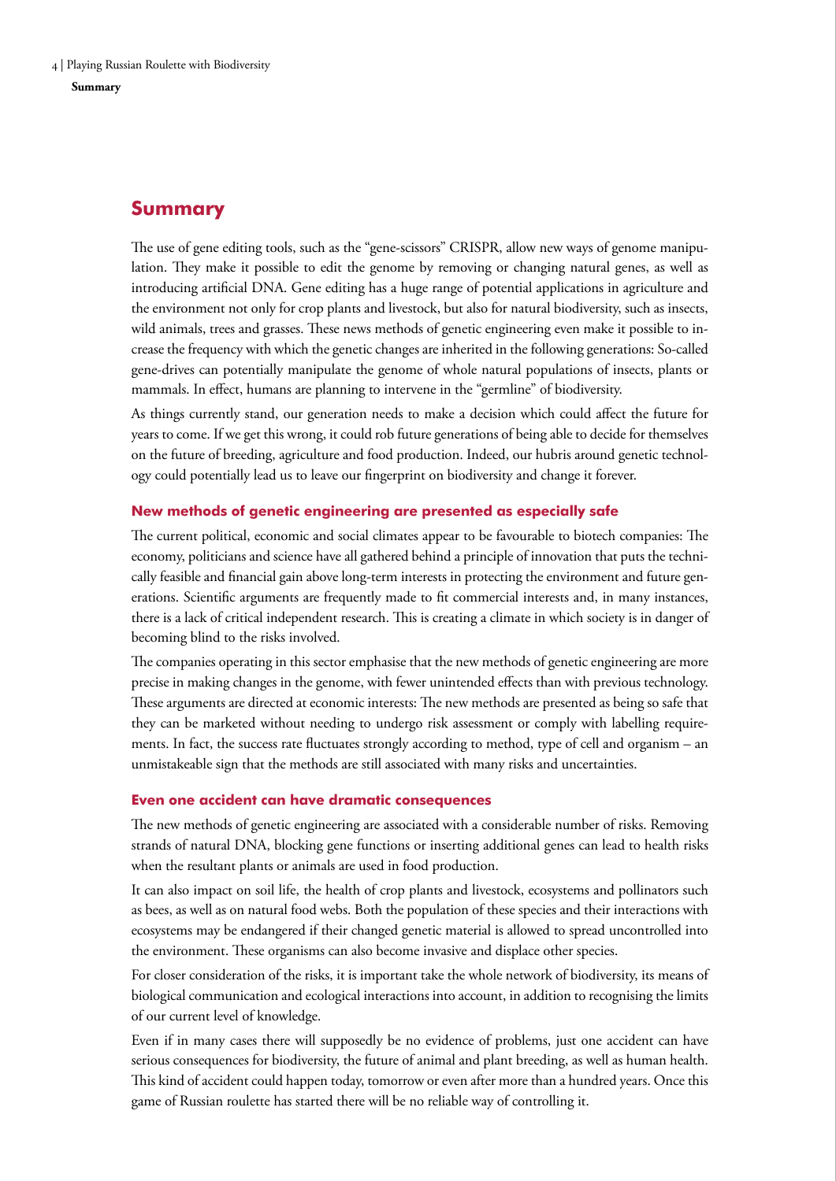# Summary

The use of gene editing tools, such as the "gene-scissors" CRISPR, allow new ways of genome manipulation. They make it possible to edit the genome by removing or changing natural genes, as well as introducing artificial DNA. Gene editing has a huge range of potential applications in agriculture and the environment not only for crop plants and livestock, but also for natural biodiversity, such as insects, wild animals, trees and grasses. These news methods of genetic engineering even make it possible to increase the frequency with which the genetic changes are inherited in the following generations: So-called gene-drives can potentially manipulate the genome of whole natural populations of insects, plants or mammals. In effect, humans are planning to intervene in the "germline" of biodiversity.

As things currently stand, our generation needs to make a decision which could affect the future for years to come. If we get this wrong, it could rob future generations of being able to decide for themselves on the future of breeding, agriculture and food production. Indeed, our hubris around genetic technology could potentially lead us to leave our fingerprint on biodiversity and change it forever.

### New methods of genetic engineering are presented as especially safe

The current political, economic and social climates appear to be favourable to biotech companies: The economy, politicians and science have all gathered behind a principle of innovation that puts the technically feasible and financial gain above long-term interests in protecting the environment and future generations. Scientific arguments are frequently made to fit commercial interests and, in many instances, there is a lack of critical independent research. This is creating a climate in which society is in danger of becoming blind to the risks involved.

The companies operating in this sector emphasise that the new methods of genetic engineering are more precise in making changes in the genome, with fewer unintended effects than with previous technology. These arguments are directed at economic interests: The new methods are presented as being so safe that they can be marketed without needing to undergo risk assessment or comply with labelling requirements. In fact, the success rate fluctuates strongly according to method, type of cell and organism – an unmistakeable sign that the methods are still associated with many risks and uncertainties.

### Even one accident can have dramatic consequences

The new methods of genetic engineering are associated with a considerable number of risks. Removing strands of natural DNA, blocking gene functions or inserting additional genes can lead to health risks when the resultant plants or animals are used in food production.

It can also impact on soil life, the health of crop plants and livestock, ecosystems and pollinators such as bees, as well as on natural food webs. Both the population of these species and their interactions with ecosystems may be endangered if their changed genetic material is allowed to spread uncontrolled into the environment. These organisms can also become invasive and displace other species.

For closer consideration of the risks, it is important take the whole network of biodiversity, its means of biological communication and ecological interactions into account, in addition to recognising the limits of our current level of knowledge.

Even if in many cases there will supposedly be no evidence of problems, just one accident can have serious consequences for biodiversity, the future of animal and plant breeding, as well as human health. This kind of accident could happen today, tomorrow or even after more than a hundred years. Once this game of Russian roulette has started there will be no reliable way of controlling it.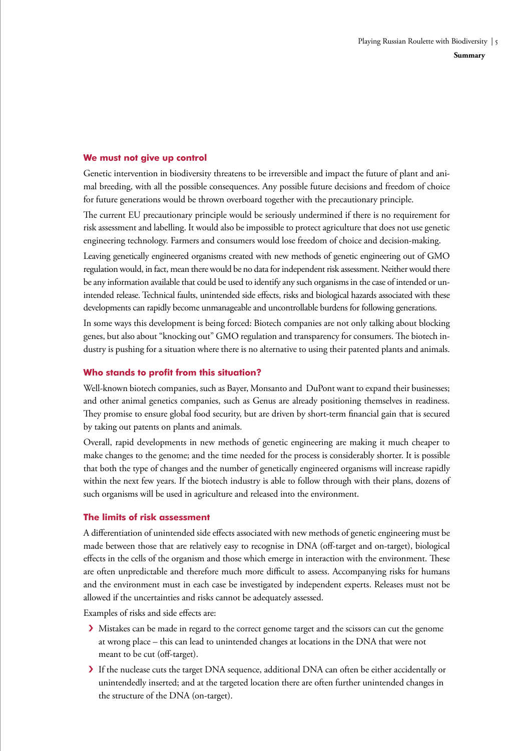### We must not give up control

Genetic intervention in biodiversity threatens to be irreversible and impact the future of plant and animal breeding, with all the possible consequences. Any possible future decisions and freedom of choice for future generations would be thrown overboard together with the precautionary principle.

The current EU precautionary principle would be seriously undermined if there is no requirement for risk assessment and labelling. It would also be impossible to protect agriculture that does not use genetic engineering technology. Farmers and consumers would lose freedom of choice and decision-making.

Leaving genetically engineered organisms created with new methods of genetic engineering out of GMO regulation would, in fact, mean there would be no data for independent risk assessment. Neither would there be any information available that could be used to identify any such organisms in the case of intended or unintended release. Technical faults, unintended side effects, risks and biological hazards associated with these developments can rapidly become unmanageable and uncontrollable burdens for following generations.

In some ways this development is being forced: Biotech companies are not only talking about blocking genes, but also about "knocking out" GMO regulation and transparency for consumers. The biotech industry is pushing for a situation where there is no alternative to using their patented plants and animals.

### Who stands to profit from this situation?

Well-known biotech companies, such as Bayer, Monsanto and DuPont want to expand their businesses; and other animal genetics companies, such as Genus are already positioning themselves in readiness. They promise to ensure global food security, but are driven by short-term financial gain that is secured by taking out patents on plants and animals.

Overall, rapid developments in new methods of genetic engineering are making it much cheaper to make changes to the genome; and the time needed for the process is considerably shorter. It is possible that both the type of changes and the number of genetically engineered organisms will increase rapidly within the next few years. If the biotech industry is able to follow through with their plans, dozens of such organisms will be used in agriculture and released into the environment.

### The limits of risk assessment

A differentiation of unintended side effects associated with new methods of genetic engineering must be made between those that are relatively easy to recognise in DNA (off-target and on-target), biological effects in the cells of the organism and those which emerge in interaction with the environment. These are often unpredictable and therefore much more difficult to assess. Accompanying risks for humans and the environment must in each case be investigated by independent experts. Releases must not be allowed if the uncertainties and risks cannot be adequately assessed.

Examples of risks and side effects are:

- Mistakes can be made in regard to the correct genome target and the scissors can cut the genome at wrong place – this can lead to unintended changes at locations in the DNA that were not meant to be cut (off-target).
- If the nuclease cuts the target DNA sequence, additional DNA can often be either accidentally or unintendedly inserted; and at the targeted location there are often further unintended changes in the structure of the DNA (on-target).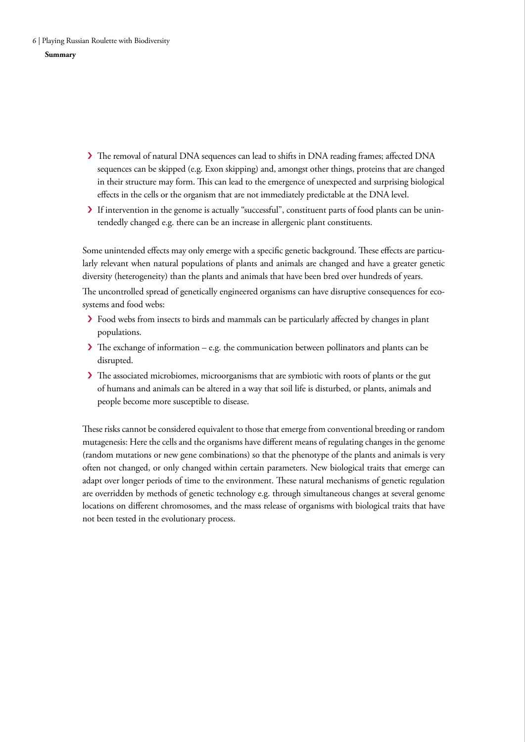**Summary**

- The removal of natural DNA sequences can lead to shifts in DNA reading frames; affected DNA sequences can be skipped (e.g. Exon skipping) and, amongst other things, proteins that are changed in their structure may form. This can lead to the emergence of unexpected and surprising biological effects in the cells or the organism that are not immediately predictable at the DNA level.
- If intervention in the genome is actually "successful", constituent parts of food plants can be unintendedly changed e.g. there can be an increase in allergenic plant constituents.

Some unintended effects may only emerge with a specific genetic background. These effects are particularly relevant when natural populations of plants and animals are changed and have a greater genetic diversity (heterogeneity) than the plants and animals that have been bred over hundreds of years.

The uncontrolled spread of genetically engineered organisms can have disruptive consequences for ecosystems and food webs:

- Food webs from insects to birds and mammals can be particularly affected by changes in plant populations.
- The exchange of information – e.g. the communication between pollinators and plants can be disrupted.
- The associated microbiomes, microorganisms that are symbiotic with roots of plants or the gut of humans and animals can be altered in a way that soil life is disturbed, or plants, animals and people become more susceptible to disease.

These risks cannot be considered equivalent to those that emerge from conventional breeding or random mutagenesis: Here the cells and the organisms have different means of regulating changes in the genome (random mutations or new gene combinations) so that the phenotype of the plants and animals is very often not changed, or only changed within certain parameters. New biological traits that emerge can adapt over longer periods of time to the environment. These natural mechanisms of genetic regulation are overridden by methods of genetic technology e.g. through simultaneous changes at several genome locations on different chromosomes, and the mass release of organisms with biological traits that have not been tested in the evolutionary process.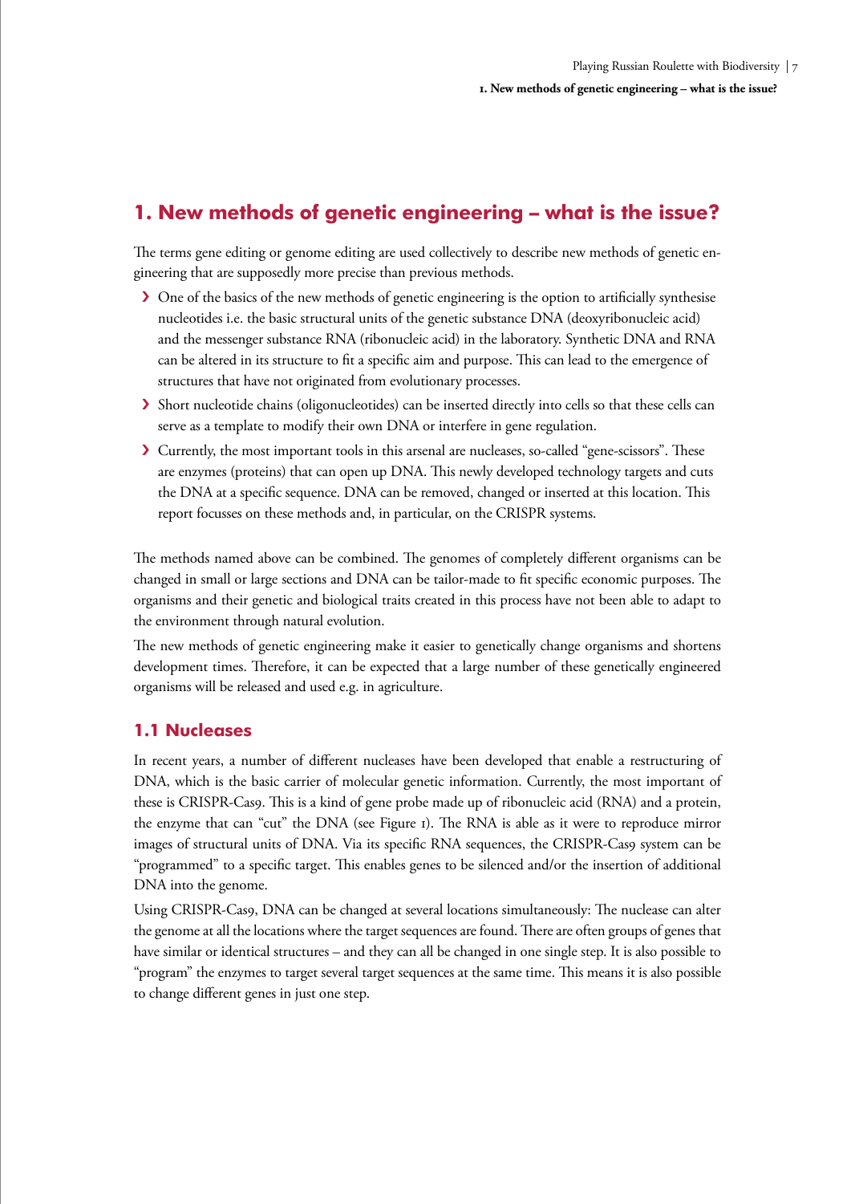## 1. New methods of genetic engineering – what is the issue?

The terms gene editing or genome editing are used collectively to describe new methods of genetic engineering that are supposedly more precise than previous methods.

- One of the basics of the new methods of genetic engineering is the option to artificially synthesise nucleotides i.e. the basic structural units of the genetic substance DNA (deoxyribonucleic acid) and the messenger substance RNA (ribonucleic acid) in the laboratory. Synthetic DNA and RNA can be altered in its structure to fit a specific aim and purpose. This can lead to the emergence of structures that have not originated from evolutionary processes.
- Short nucleotide chains (oligonucleotides) can be inserted directly into cells so that these cells can serve as a template to modify their own DNA or interfere in gene regulation.
- Currently, the most important tools in this arsenal are nucleases, so-called "gene-scissors". These are enzymes (proteins) that can open up DNA. This newly developed technology targets and cuts the DNA at a specific sequence. DNA can be removed, changed or inserted at this location. This report focusses on these methods and, in particular, on the CRISPR systems.

The methods named above can be combined. The genomes of completely different organisms can be changed in small or large sections and DNA can be tailor-made to fit specific economic purposes. The organisms and their genetic and biological traits created in this process have not been able to adapt to the environment through natural evolution.

The new methods of genetic engineering make it easier to genetically change organisms and shortens development times. Therefore, it can be expected that a large number of these genetically engineered organisms will be released and used e.g. in agriculture.

### 1.1 Nucleases

In recent years, a number of different nucleases have been developed that enable a restructuring of DNA, which is the basic carrier of molecular genetic information. Currently, the most important of these is CRISPR-Cas9. This is a kind of gene probe made up of ribonucleic acid (RNA) and a protein, the enzyme that can "cut" the DNA (see Figure 1). The RNA is able as it were to reproduce mirror images of structural units of DNA. Via its specific RNA sequences, the CRISPR-Cas9 system can be "programmed" to a specific target. This enables genes to be silenced and/or the insertion of additional DNA into the genome.

Using CRISPR-Cas9, DNA can be changed at several locations simultaneously: The nuclease can alter the genome at all the locations where the target sequences are found. There are often groups of genes that have similar or identical structures – and they can all be changed in one single step. It is also possible to "program" the enzymes to target several target sequences at the same time. This means it is also possible to change different genes in just one step.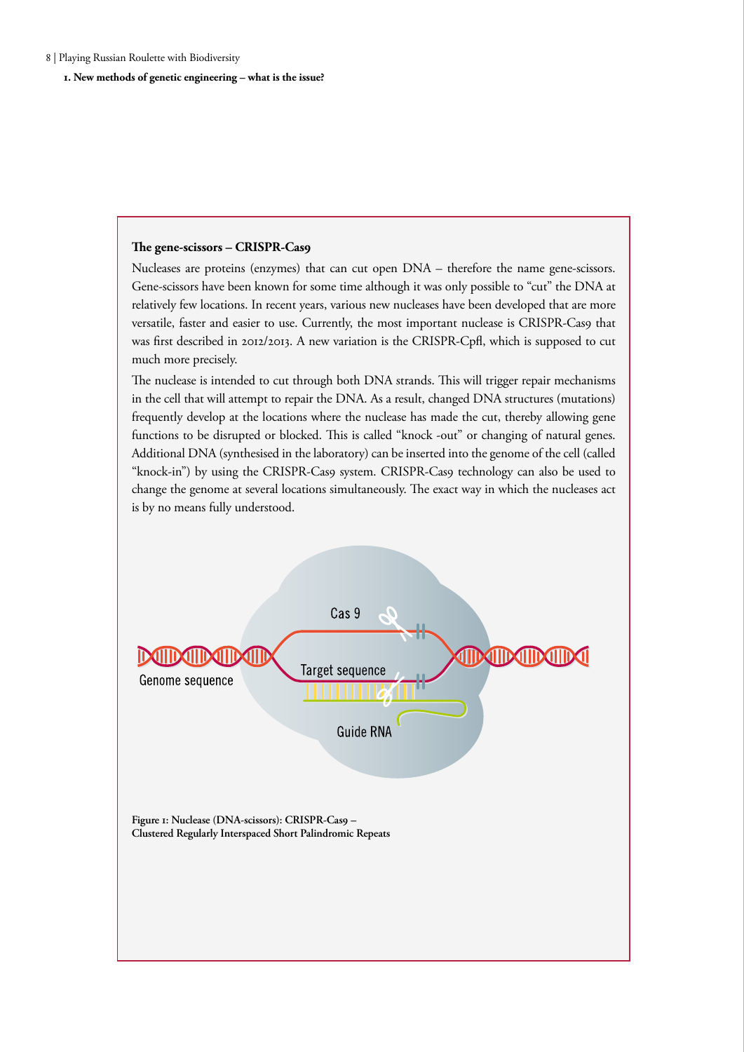### The gene-scissors – CRISPR-Cas9

Nucleases are proteins (enzymes) that can cut open DNA – therefore the name gene-scissors. Gene-scissors have been known for some time although it was only possible to "cut" the DNA at relatively few locations. In recent years, various new nucleases have been developed that are more versatile, faster and easier to use. Currently, the most important nuclease is CRISPR-Cas9 that was first described in 2012/2013. A new variation is the CRISPR-Cpfl, which is supposed to cut much more precisely.

The nuclease is intended to cut through both DNA strands. This will trigger repair mechanisms in the cell that will attempt to repair the DNA. As a result, changed DNA structures (mutations) frequently develop at the locations where the nuclease has made the cut, thereby allowing gene functions to be disrupted or blocked. This is called "knock -out" or changing of natural genes. Additional DNA (synthesised in the laboratory) can be inserted into the genome of the cell (called "knock-in") by using the CRISPR-Cas9 system. CRISPR-Cas9 technology can also be used to change the genome at several locations simultaneously. The exact way in which the nucleases act is by no means fully understood.

Cas 9

Genome sequence

Target sequence

Guide RNA

**Figure 1: Nuclease (DNA-scissors): CRISPR-Cas9 – Clustered Regularly Interspaced Short Palindromic Repeats**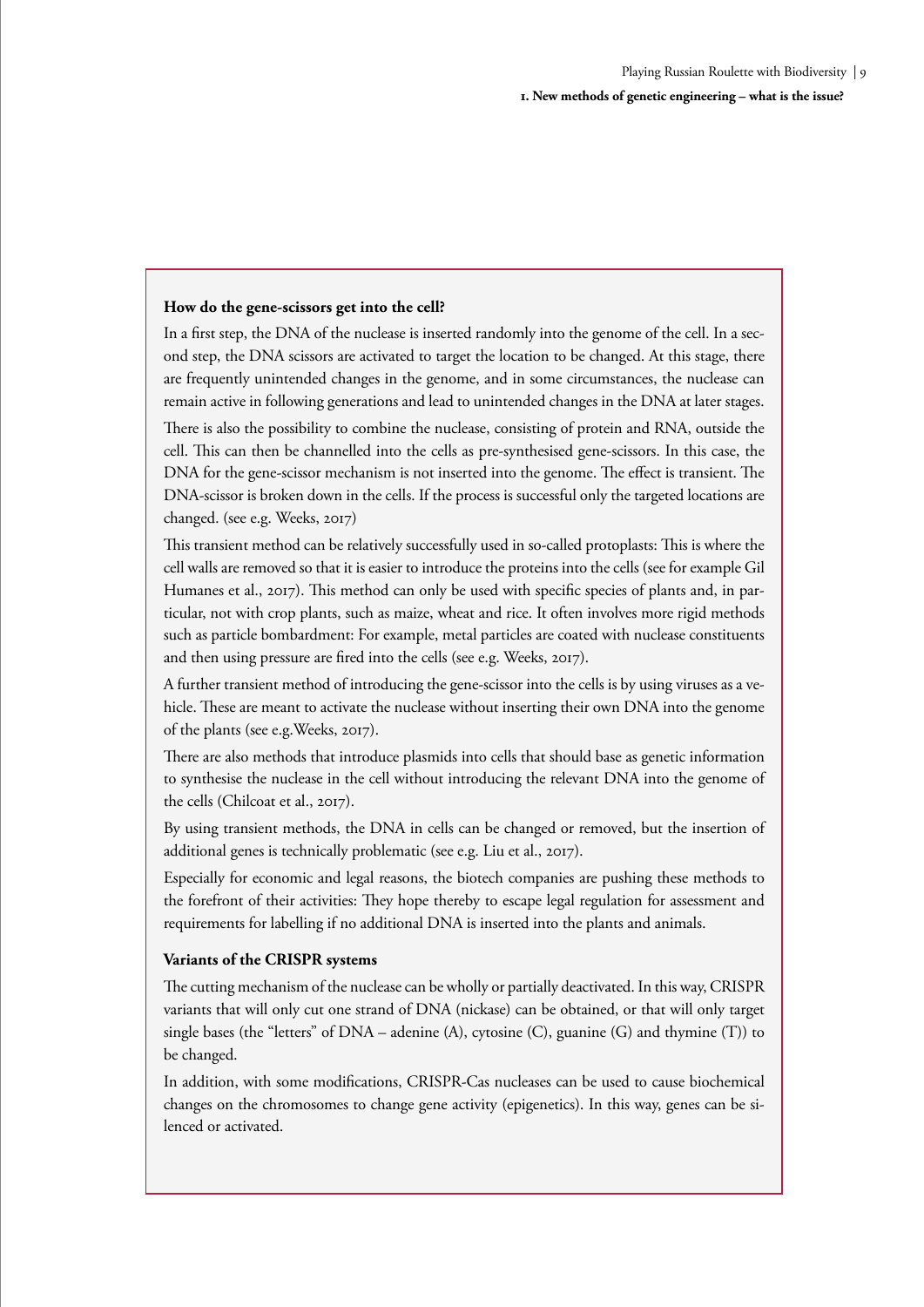**How do the gene-scissors get into the cell?**

In a first step, the DNA of the nuclease is inserted randomly into the genome of the cell. In a second step, the DNA scissors are activated to target the location to be changed. At this stage, there are frequently unintended changes in the genome, and in some circumstances, the nuclease can remain active in following generations and lead to unintended changes in the DNA at later stages.

There is also the possibility to combine the nuclease, consisting of protein and RNA, outside the cell. This can then be channelled into the cells as pre-synthesised gene-scissors. In this case, the DNA for the gene-scissor mechanism is not inserted into the genome. The effect is transient. The DNA-scissor is broken down in the cells. If the process is successful only the targeted locations are changed. (see e.g. Weeks, 2017)

This transient method can be relatively successfully used in so-called protoplasts: This is where the cell walls are removed so that it is easier to introduce the proteins into the cells (see for example Gil Humanes et al., 2017). This method can only be used with specific species of plants and, in particular, not with crop plants, such as maize, wheat and rice. It often involves more rigid methods such as particle bombardment: For example, metal particles are coated with nuclease constituents and then using pressure are fired into the cells (see e.g. Weeks, 2017).

A further transient method of introducing the gene-scissor into the cells is by using viruses as a vehicle. These are meant to activate the nuclease without inserting their own DNA into the genome of the plants (see e.g.Weeks, 2017).

There are also methods that introduce plasmids into cells that should base as genetic information to synthesise the nuclease in the cell without introducing the relevant DNA into the genome of the cells (Chilcoat et al., 2017).

By using transient methods, the DNA in cells can be changed or removed, but the insertion of additional genes is technically problematic (see e.g. Liu et al., 2017).

Especially for economic and legal reasons, the biotech companies are pushing these methods to the forefront of their activities: They hope thereby to escape legal regulation for assessment and requirements for labelling if no additional DNA is inserted into the plants and animals.

**Variants of the CRISPR systems**

The cutting mechanism of the nuclease can be wholly or partially deactivated. In this way, CRISPR variants that will only cut one strand of DNA (nickase) can be obtained, or that will only target single bases (the "letters" of DNA – adenine (A), cytosine (C), guanine (G) and thymine (T)) to be changed.

In addition, with some modifications, CRISPR-Cas nucleases can be used to cause biochemical changes on the chromosomes to change gene activity (epigenetics). In this way, genes can be silenced or activated.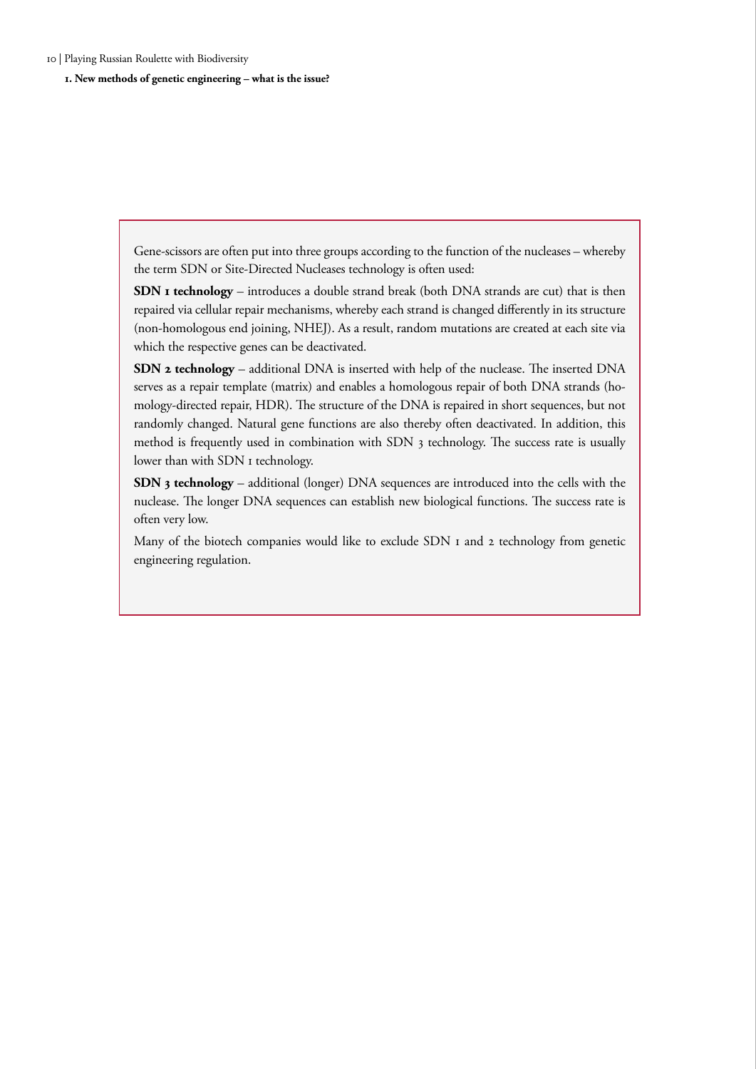Gene-scissors are often put into three groups according to the function of the nucleases – whereby the term SDN or Site-Directed Nucleases technology is often used:

**SDN 1 technology** – introduces a double strand break (both DNA strands are cut) that is then repaired via cellular repair mechanisms, whereby each strand is changed differently in its structure (non-homologous end joining, NHEJ). As a result, random mutations are created at each site via which the respective genes can be deactivated.

**SDN 2 technology** – additional DNA is inserted with help of the nuclease. The inserted DNA serves as a repair template (matrix) and enables a homologous repair of both DNA strands (homology-directed repair, HDR). The structure of the DNA is repaired in short sequences, but not randomly changed. Natural gene functions are also thereby often deactivated. In addition, this method is frequently used in combination with SDN 3 technology. The success rate is usually lower than with SDN 1 technology.

**SDN 3 technology** – additional (longer) DNA sequences are introduced into the cells with the nuclease. The longer DNA sequences can establish new biological functions. The success rate is often very low.

Many of the biotech companies would like to exclude SDN 1 and 2 technology from genetic engineering regulation.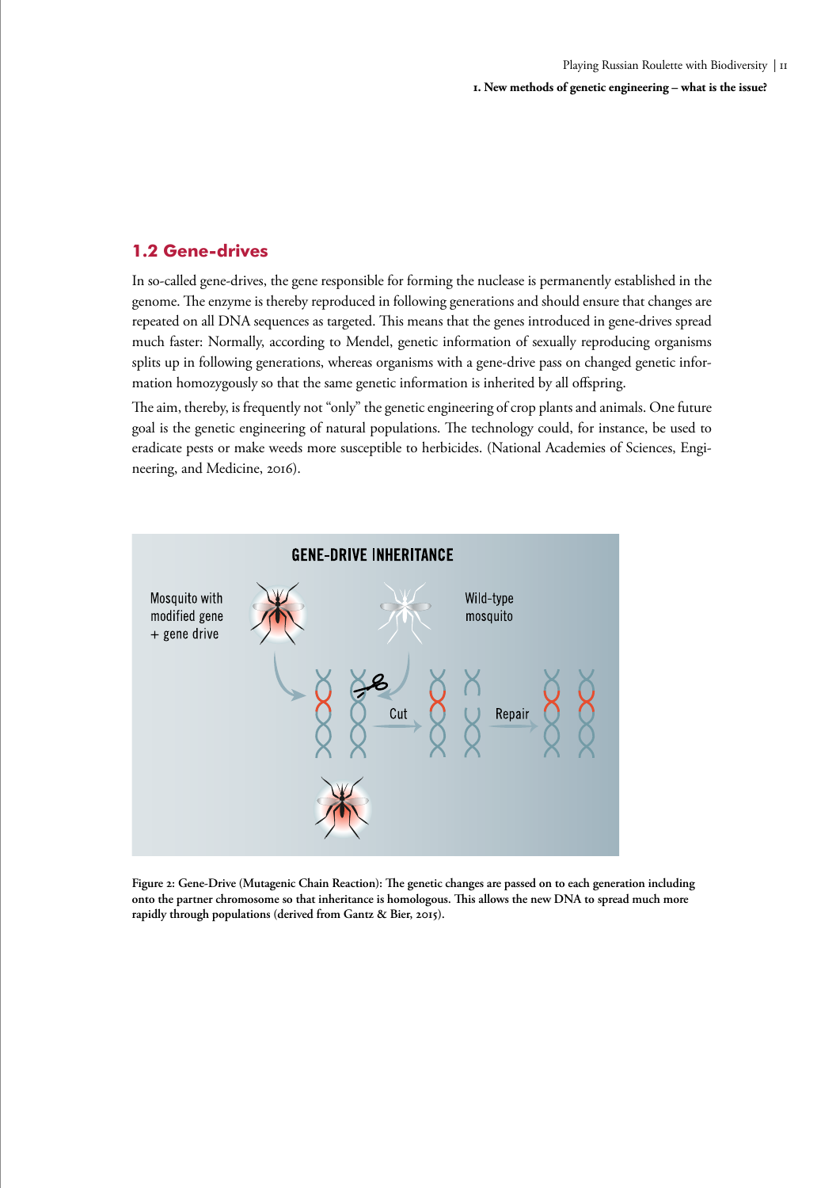## 1.2 Gene-drives

In so-called gene-drives, the gene responsible for forming the nuclease is permanently established in the genome. The enzyme is thereby reproduced in following generations and should ensure that changes are repeated on all DNA sequences as targeted. This means that the genes introduced in gene-drives spread much faster: Normally, according to Mendel, genetic information of sexually reproducing organisms splits up in following generations, whereas organisms with a gene-drive pass on changed genetic information homozygously so that the same genetic information is inherited by all offspring.

The aim, thereby, is frequently not "only" the genetic engineering of crop plants and animals. One future goal is the genetic engineering of natural populations. The technology could, for instance, be used to eradicate pests or make weeds more susceptible to herbicides. (National Academies of Sciences, Engineering, and Medicine, 2016).

GENE-DRIVE INHERITANCE

Mosquito with modified gene + gene drive

Wild-type mosquito

Cut

Repair

**Figure 2: Gene-Drive (Mutagenic Chain Reaction): The genetic changes are passed on to each generation including onto the partner chromosome so that inheritance is homologous. This allows the new DNA to spread much more rapidly through populations (derived from Gantz & Bier, 2015).**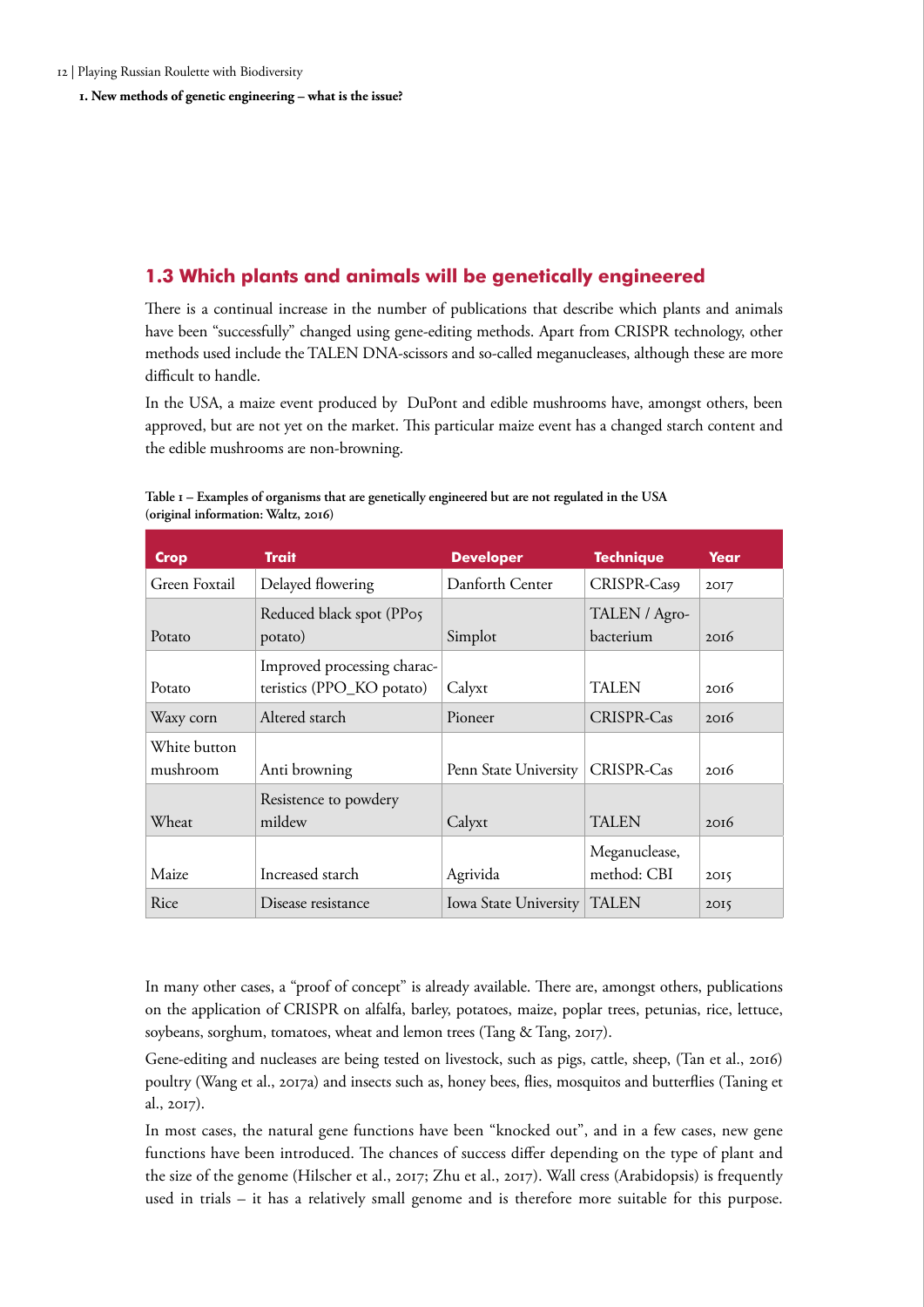## 1.3 Which plants and animals will be genetically engineered

There is a continual increase in the number of publications that describe which plants and animals have been "successfully" changed using gene-editing methods. Apart from CRISPR technology, other methods used include the TALEN DNA-scissors and so-called meganucleases, although these are more difficult to handle.

In the USA, a maize event produced by DuPont and edible mushrooms have, amongst others, been approved, but are not yet on the market. This particular maize event has a changed starch content and the edible mushrooms are non-browning.

**Table 1 – Examples of organisms that are genetically engineered but are not regulated in the USA (original information: Waltz, 2016)**

| Crop | Trait | Developer | Technique | Year |
|---|---|---|---|---|
| Green Foxtail | Delayed flowering | Danforth Center | CRISPR-Cas9 | 2017 |
| Potato | Reduced black spot (PPo5 potato) | Simplot | TALEN / Agrobacterium | 2016 |
| Potato | Improved processing characteristics (PPO_KO potato) | Calyxt | TALEN | 2016 |
| Waxy corn | Altered starch | Pioneer | CRISPR-Cas | 2016 |
| White button mushroom | Anti browning | Penn State University | CRISPR-Cas | 2016 |
| Wheat | Resistence to powdery mildew | Calyxt | TALEN | 2016 |
| Maize | Increased starch | Agrivida | Meganuclease, method: CBI | 2015 |
| Rice | Disease resistance | Iowa State University | TALEN | 2015 |

In many other cases, a "proof of concept" is already available. There are, amongst others, publications on the application of CRISPR on alfalfa, barley, potatoes, maize, poplar trees, petunias, rice, lettuce, soybeans, sorghum, tomatoes, wheat and lemon trees (Tang & Tang, 2017).

Gene-editing and nucleases are being tested on livestock, such as pigs, cattle, sheep, (Tan et al., 2016) poultry (Wang et al., 2017a) and insects such as, honey bees, flies, mosquitos and butterflies (Taning et al., 2017).

In most cases, the natural gene functions have been "knocked out", and in a few cases, new gene functions have been introduced. The chances of success differ depending on the type of plant and the size of the genome (Hilscher et al., 2017; Zhu et al., 2017). Wall cress (Arabidopsis) is frequently used in trials – it has a relatively small genome and is therefore more suitable for this purpose.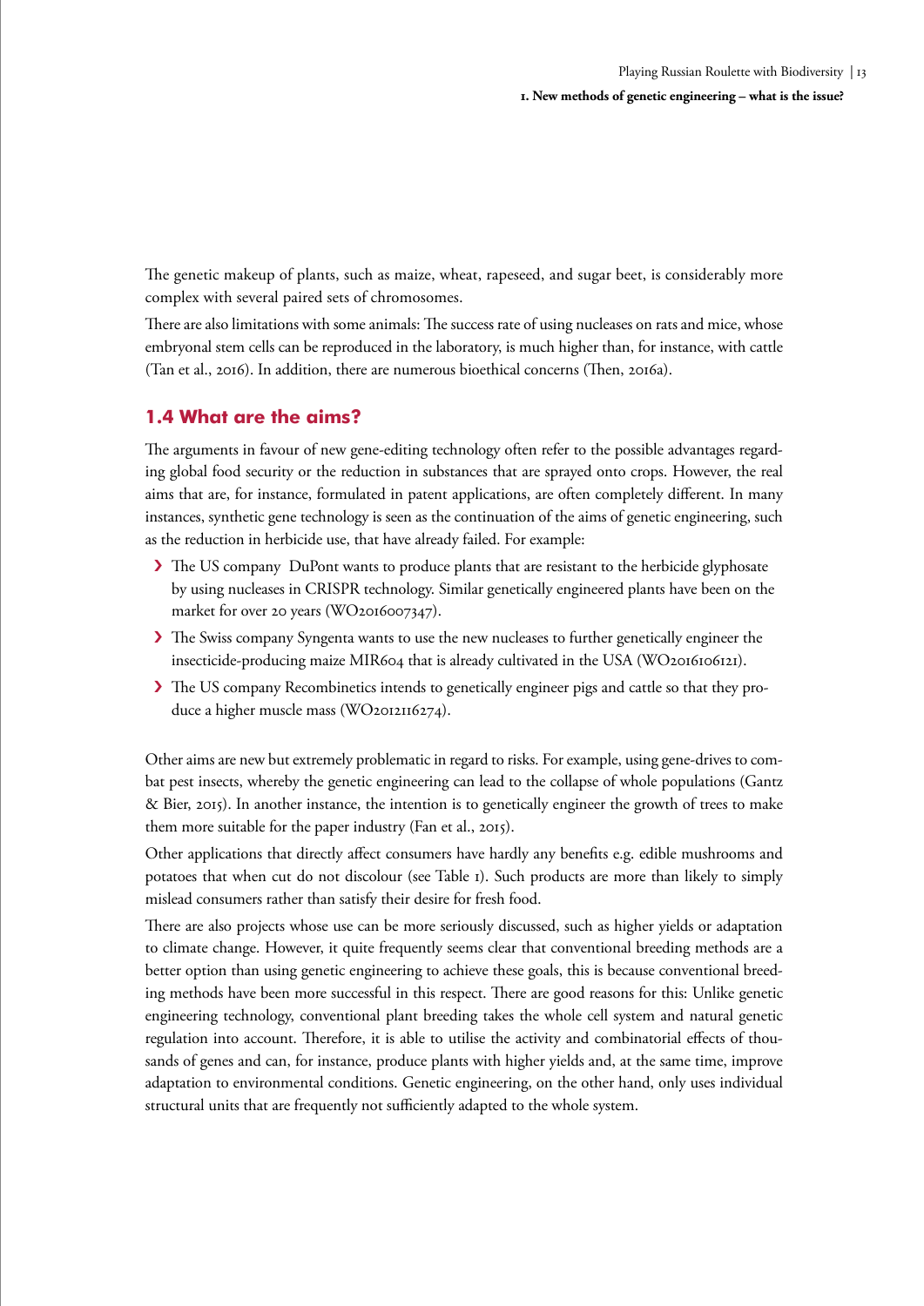The genetic makeup of plants, such as maize, wheat, rapeseed, and sugar beet, is considerably more complex with several paired sets of chromosomes.

There are also limitations with some animals: The success rate of using nucleases on rats and mice, whose embryonal stem cells can be reproduced in the laboratory, is much higher than, for instance, with cattle (Tan et al., 2016). In addition, there are numerous bioethical concerns (Then, 2016a).

## 1.4 What are the aims?

The arguments in favour of new gene-editing technology often refer to the possible advantages regarding global food security or the reduction in substances that are sprayed onto crops. However, the real aims that are, for instance, formulated in patent applications, are often completely different. In many instances, synthetic gene technology is seen as the continuation of the aims of genetic engineering, such as the reduction in herbicide use, that have already failed. For example:

- The US company DuPont wants to produce plants that are resistant to the herbicide glyphosate by using nucleases in CRISPR technology. Similar genetically engineered plants have been on the market for over 20 years (WO2016007347).
- The Swiss company Syngenta wants to use the new nucleases to further genetically engineer the insecticide-producing maize MIR604 that is already cultivated in the USA (WO2016106121).
- The US company Recombinetics intends to genetically engineer pigs and cattle so that they produce a higher muscle mass (WO2012116274).

Other aims are new but extremely problematic in regard to risks. For example, using gene-drives to combat pest insects, whereby the genetic engineering can lead to the collapse of whole populations (Gantz & Bier, 2015). In another instance, the intention is to genetically engineer the growth of trees to make them more suitable for the paper industry (Fan et al., 2015).

Other applications that directly affect consumers have hardly any benefits e.g. edible mushrooms and potatoes that when cut do not discolour (see Table 1). Such products are more than likely to simply mislead consumers rather than satisfy their desire for fresh food.

There are also projects whose use can be more seriously discussed, such as higher yields or adaptation to climate change. However, it quite frequently seems clear that conventional breeding methods are a better option than using genetic engineering to achieve these goals, this is because conventional breeding methods have been more successful in this respect. There are good reasons for this: Unlike genetic engineering technology, conventional plant breeding takes the whole cell system and natural genetic regulation into account. Therefore, it is able to utilise the activity and combinatorial effects of thousands of genes and can, for instance, produce plants with higher yields and, at the same time, improve adaptation to environmental conditions. Genetic engineering, on the other hand, only uses individual structural units that are frequently not sufficiently adapted to the whole system.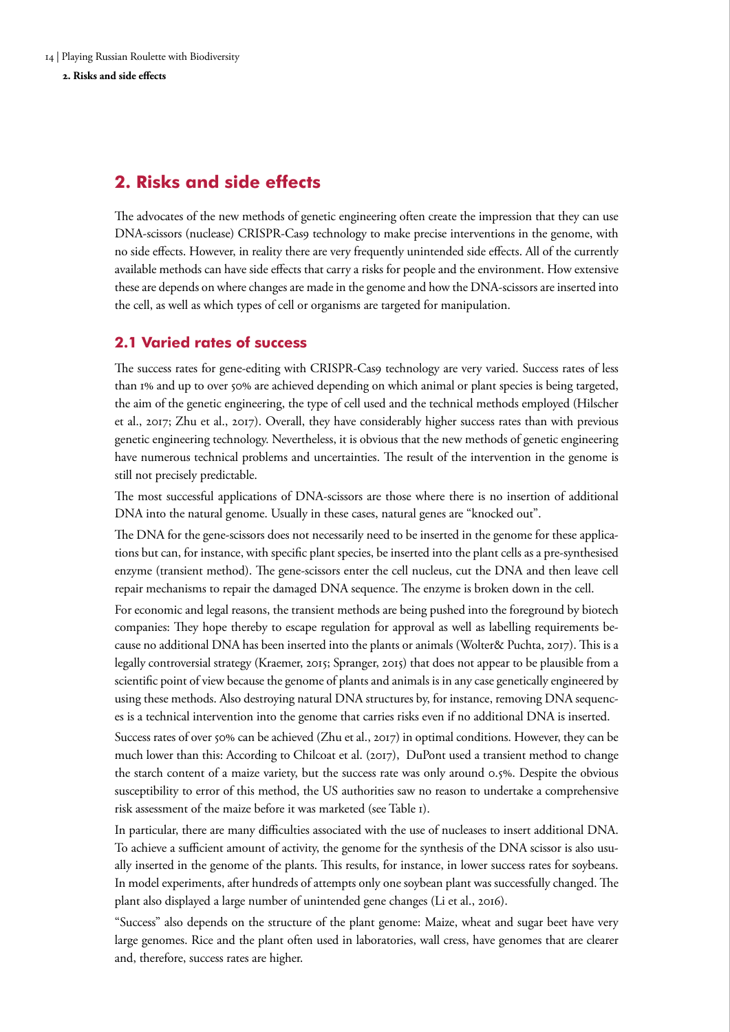## 2. Risks and side effects

The advocates of the new methods of genetic engineering often create the impression that they can use DNA-scissors (nuclease) CRISPR-Cas9 technology to make precise interventions in the genome, with no side effects. However, in reality there are very frequently unintended side effects. All of the currently available methods can have side effects that carry a risks for people and the environment. How extensive these are depends on where changes are made in the genome and how the DNA-scissors are inserted into the cell, as well as which types of cell or organisms are targeted for manipulation.

### 2.1 Varied rates of success

The success rates for gene-editing with CRISPR-Cas9 technology are very varied. Success rates of less than 1% and up to over 50% are achieved depending on which animal or plant species is being targeted, the aim of the genetic engineering, the type of cell used and the technical methods employed (Hilscher et al., 2017; Zhu et al., 2017). Overall, they have considerably higher success rates than with previous genetic engineering technology. Nevertheless, it is obvious that the new methods of genetic engineering have numerous technical problems and uncertainties. The result of the intervention in the genome is still not precisely predictable.

The most successful applications of DNA-scissors are those where there is no insertion of additional DNA into the natural genome. Usually in these cases, natural genes are "knocked out".

The DNA for the gene-scissors does not necessarily need to be inserted in the genome for these applications but can, for instance, with specific plant species, be inserted into the plant cells as a pre-synthesised enzyme (transient method). The gene-scissors enter the cell nucleus, cut the DNA and then leave cell repair mechanisms to repair the damaged DNA sequence. The enzyme is broken down in the cell.

For economic and legal reasons, the transient methods are being pushed into the foreground by biotech companies: They hope thereby to escape regulation for approval as well as labelling requirements because no additional DNA has been inserted into the plants or animals (Wolter& Puchta, 2017). This is a legally controversial strategy (Kraemer, 2015; Spranger, 2015) that does not appear to be plausible from a scientific point of view because the genome of plants and animals is in any case genetically engineered by using these methods. Also destroying natural DNA structures by, for instance, removing DNA sequences is a technical intervention into the genome that carries risks even if no additional DNA is inserted.

Success rates of over 50% can be achieved (Zhu et al., 2017) in optimal conditions. However, they can be much lower than this: According to Chilcoat et al. (2017), DuPont used a transient method to change the starch content of a maize variety, but the success rate was only around 0.5%. Despite the obvious susceptibility to error of this method, the US authorities saw no reason to undertake a comprehensive risk assessment of the maize before it was marketed (see Table 1).

In particular, there are many difficulties associated with the use of nucleases to insert additional DNA. To achieve a sufficient amount of activity, the genome for the synthesis of the DNA scissor is also usually inserted in the genome of the plants. This results, for instance, in lower success rates for soybeans. In model experiments, after hundreds of attempts only one soybean plant was successfully changed. The plant also displayed a large number of unintended gene changes (Li et al., 2016).

"Success" also depends on the structure of the plant genome: Maize, wheat and sugar beet have very large genomes. Rice and the plant often used in laboratories, wall cress, have genomes that are clearer and, therefore, success rates are higher.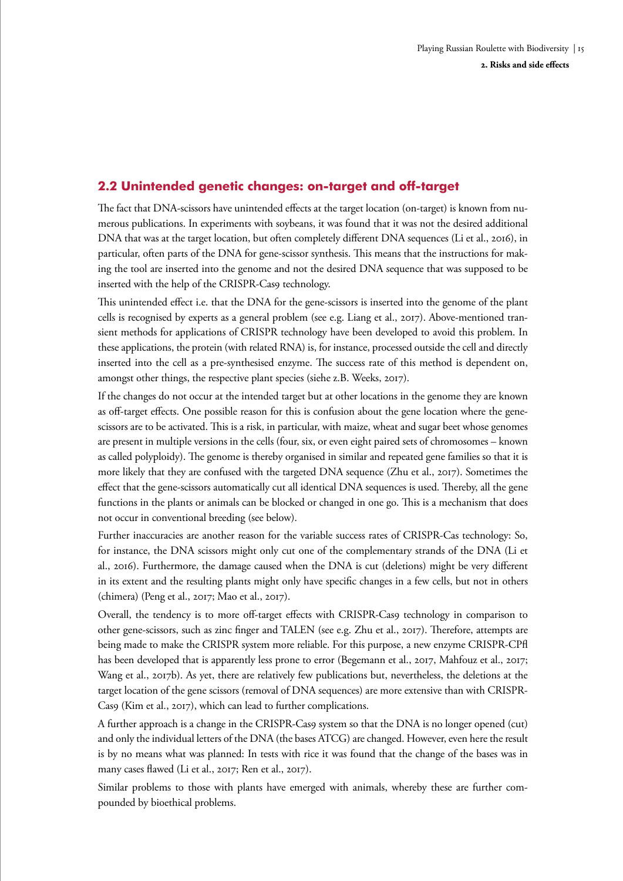## 2.2 Unintended genetic changes: on-target and off-target

The fact that DNA-scissors have unintended effects at the target location (on-target) is known from numerous publications. In experiments with soybeans, it was found that it was not the desired additional DNA that was at the target location, but often completely different DNA sequences (Li et al., 2016), in particular, often parts of the DNA for gene-scissor synthesis. This means that the instructions for making the tool are inserted into the genome and not the desired DNA sequence that was supposed to be inserted with the help of the CRISPR-Cas9 technology.

This unintended effect i.e. that the DNA for the gene-scissors is inserted into the genome of the plant cells is recognised by experts as a general problem (see e.g. Liang et al., 2017). Above-mentioned transient methods for applications of CRISPR technology have been developed to avoid this problem. In these applications, the protein (with related RNA) is, for instance, processed outside the cell and directly inserted into the cell as a pre-synthesised enzyme. The success rate of this method is dependent on, amongst other things, the respective plant species (siehe z.B. Weeks, 2017).

If the changes do not occur at the intended target but at other locations in the genome they are known as off-target effects. One possible reason for this is confusion about the gene location where the gene-scissors are to be activated. This is a risk, in particular, with maize, wheat and sugar beet whose genomes are present in multiple versions in the cells (four, six, or even eight paired sets of chromosomes – known as called polyploidy). The genome is thereby organised in similar and repeated gene families so that it is more likely that they are confused with the targeted DNA sequence (Zhu et al., 2017). Sometimes the effect that the gene-scissors automatically cut all identical DNA sequences is used. Thereby, all the gene functions in the plants or animals can be blocked or changed in one go. This is a mechanism that does not occur in conventional breeding (see below).

Further inaccuracies are another reason for the variable success rates of CRISPR-Cas technology: So, for instance, the DNA scissors might only cut one of the complementary strands of the DNA (Li et al., 2016). Furthermore, the damage caused when the DNA is cut (deletions) might be very different in its extent and the resulting plants might only have specific changes in a few cells, but not in others (chimera) (Peng et al., 2017; Mao et al., 2017).

Overall, the tendency is to more off-target effects with CRISPR-Cas9 technology in comparison to other gene-scissors, such as zinc finger and TALEN (see e.g. Zhu et al., 2017). Therefore, attempts are being made to make the CRISPR system more reliable. For this purpose, a new enzyme CRISPR-CPfl has been developed that is apparently less prone to error (Begemann et al., 2017, Mahfouz et al., 2017; Wang et al., 2017b). As yet, there are relatively few publications but, nevertheless, the deletions at the target location of the gene scissors (removal of DNA sequences) are more extensive than with CRISPR-Cas9 (Kim et al., 2017), which can lead to further complications.

A further approach is a change in the CRISPR-Cas9 system so that the DNA is no longer opened (cut) and only the individual letters of the DNA (the bases ATCG) are changed. However, even here the result is by no means what was planned: In tests with rice it was found that the change of the bases was in many cases flawed (Li et al., 2017; Ren et al., 2017).

Similar problems to those with plants have emerged with animals, whereby these are further compounded by bioethical problems.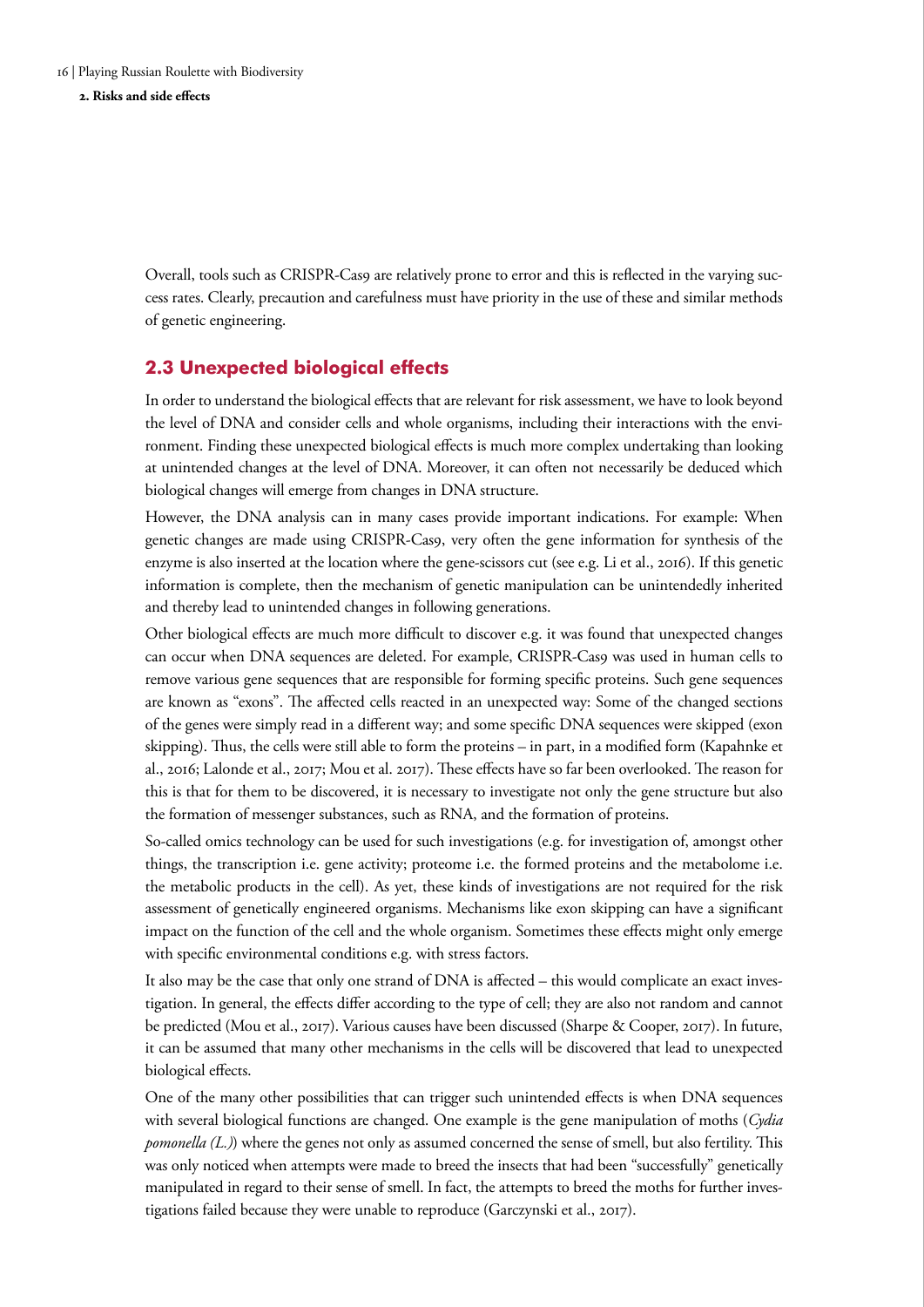Overall, tools such as CRISPR-Cas9 are relatively prone to error and this is reflected in the varying success rates. Clearly, precaution and carefulness must have priority in the use of these and similar methods of genetic engineering.

## 2.3 Unexpected biological effects

In order to understand the biological effects that are relevant for risk assessment, we have to look beyond the level of DNA and consider cells and whole organisms, including their interactions with the environment. Finding these unexpected biological effects is much more complex undertaking than looking at unintended changes at the level of DNA. Moreover, it can often not necessarily be deduced which biological changes will emerge from changes in DNA structure.

However, the DNA analysis can in many cases provide important indications. For example: When genetic changes are made using CRISPR-Cas9, very often the gene information for synthesis of the enzyme is also inserted at the location where the gene-scissors cut (see e.g. Li et al., 2016). If this genetic information is complete, then the mechanism of genetic manipulation can be unintendedly inherited and thereby lead to unintended changes in following generations.

Other biological effects are much more difficult to discover e.g. it was found that unexpected changes can occur when DNA sequences are deleted. For example, CRISPR-Cas9 was used in human cells to remove various gene sequences that are responsible for forming specific proteins. Such gene sequences are known as "exons". The affected cells reacted in an unexpected way: Some of the changed sections of the genes were simply read in a different way; and some specific DNA sequences were skipped (exon skipping). Thus, the cells were still able to form the proteins – in part, in a modified form (Kapahnke et al., 2016; Lalonde et al., 2017; Mou et al. 2017). These effects have so far been overlooked. The reason for this is that for them to be discovered, it is necessary to investigate not only the gene structure but also the formation of messenger substances, such as RNA, and the formation of proteins.

So-called omics technology can be used for such investigations (e.g. for investigation of, amongst other things, the transcription i.e. gene activity; proteome i.e. the formed proteins and the metabolome i.e. the metabolic products in the cell). As yet, these kinds of investigations are not required for the risk assessment of genetically engineered organisms. Mechanisms like exon skipping can have a significant impact on the function of the cell and the whole organism. Sometimes these effects might only emerge with specific environmental conditions e.g. with stress factors.

It also may be the case that only one strand of DNA is affected – this would complicate an exact investigation. In general, the effects differ according to the type of cell; they are also not random and cannot be predicted (Mou et al., 2017). Various causes have been discussed (Sharpe & Cooper, 2017). In future, it can be assumed that many other mechanisms in the cells will be discovered that lead to unexpected biological effects.

One of the many other possibilities that can trigger such unintended effects is when DNA sequences with several biological functions are changed. One example is the gene manipulation of moths (*Cydia pomonella (L.)*) where the genes not only as assumed concerned the sense of smell, but also fertility. This was only noticed when attempts were made to breed the insects that had been "successfully" genetically manipulated in regard to their sense of smell. In fact, the attempts to breed the moths for further investigations failed because they were unable to reproduce (Garczynski et al., 2017).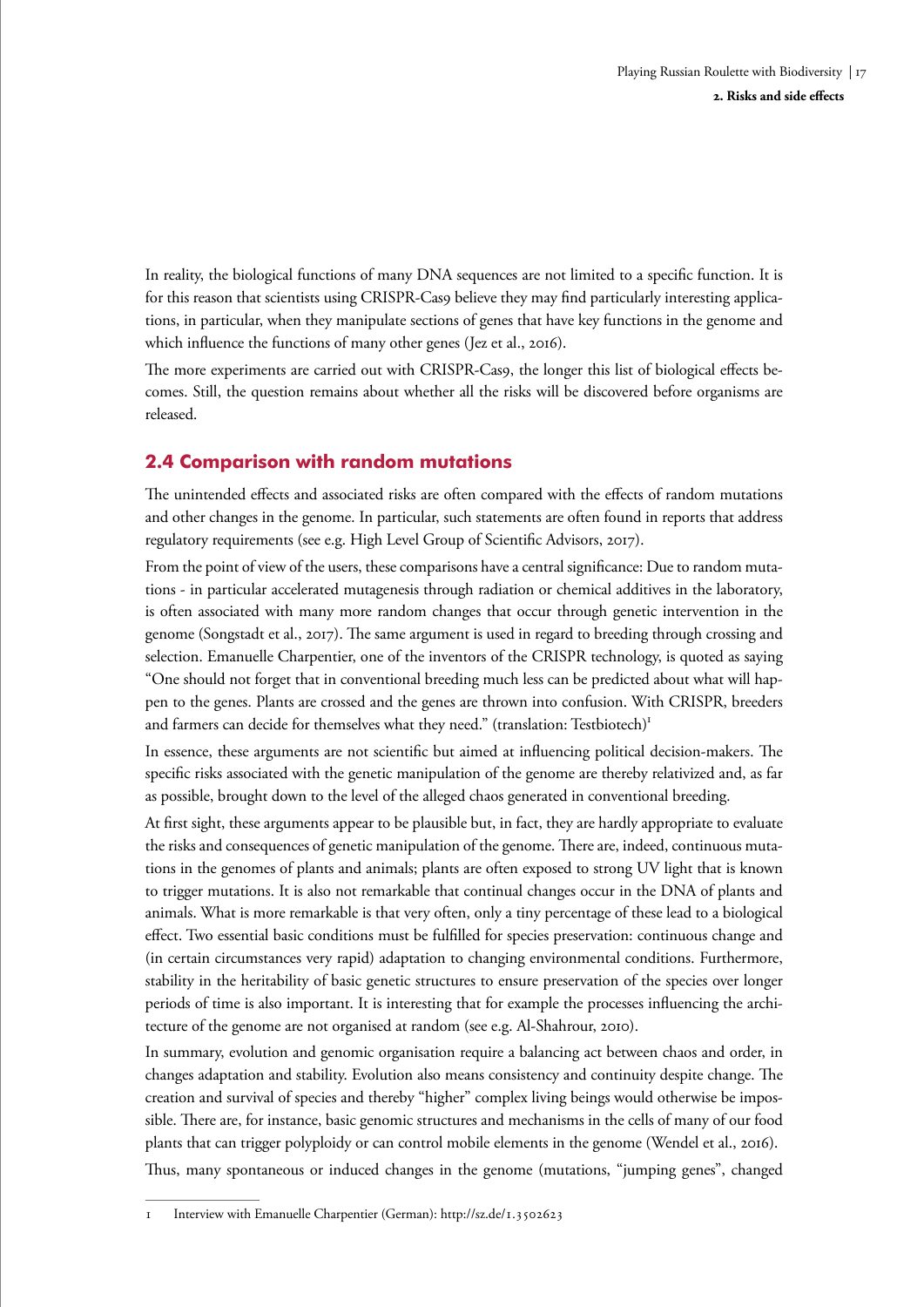In reality, the biological functions of many DNA sequences are not limited to a specific function. It is for this reason that scientists using CRISPR-Cas9 believe they may find particularly interesting applications, in particular, when they manipulate sections of genes that have key functions in the genome and which influence the functions of many other genes (Jez et al., 2016).

The more experiments are carried out with CRISPR-Cas9, the longer this list of biological effects becomes. Still, the question remains about whether all the risks will be discovered before organisms are released.

## 2.4 Comparison with random mutations

The unintended effects and associated risks are often compared with the effects of random mutations and other changes in the genome. In particular, such statements are often found in reports that address regulatory requirements (see e.g. High Level Group of Scientific Advisors, 2017).

From the point of view of the users, these comparisons have a central significance: Due to random mutations - in particular accelerated mutagenesis through radiation or chemical additives in the laboratory, is often associated with many more random changes that occur through genetic intervention in the genome (Songstadt et al., 2017). The same argument is used in regard to breeding through crossing and selection. Emanuelle Charpentier, one of the inventors of the CRISPR technology, is quoted as saying "One should not forget that in conventional breeding much less can be predicted about what will happen to the genes. Plants are crossed and the genes are thrown into confusion. With CRISPR, breeders and farmers can decide for themselves what they need." (translation: Testbiotech)[1]

In essence, these arguments are not scientific but aimed at influencing political decision-makers. The specific risks associated with the genetic manipulation of the genome are thereby relativized and, as far as possible, brought down to the level of the alleged chaos generated in conventional breeding.

At first sight, these arguments appear to be plausible but, in fact, they are hardly appropriate to evaluate the risks and consequences of genetic manipulation of the genome. There are, indeed, continuous mutations in the genomes of plants and animals; plants are often exposed to strong UV light that is known to trigger mutations. It is also not remarkable that continual changes occur in the DNA of plants and animals. What is more remarkable is that very often, only a tiny percentage of these lead to a biological effect. Two essential basic conditions must be fulfilled for species preservation: continuous change and (in certain circumstances very rapid) adaptation to changing environmental conditions. Furthermore, stability in the heritability of basic genetic structures to ensure preservation of the species over longer periods of time is also important. It is interesting that for example the processes influencing the architecture of the genome are not organised at random (see e.g. Al-Shahrour, 2010).

In summary, evolution and genomic organisation require a balancing act between chaos and order, in changes adaptation and stability. Evolution also means consistency and continuity despite change. The creation and survival of species and thereby "higher" complex living beings would otherwise be impossible. There are, for instance, basic genomic structures and mechanisms in the cells of many of our food plants that can trigger polyploidy or can control mobile elements in the genome (Wendel et al., 2016).

Thus, many spontaneous or induced changes in the genome (mutations, "jumping genes", changed

---

1 Interview with Emanuelle Charpentier (German): http://sz.de/1.3502623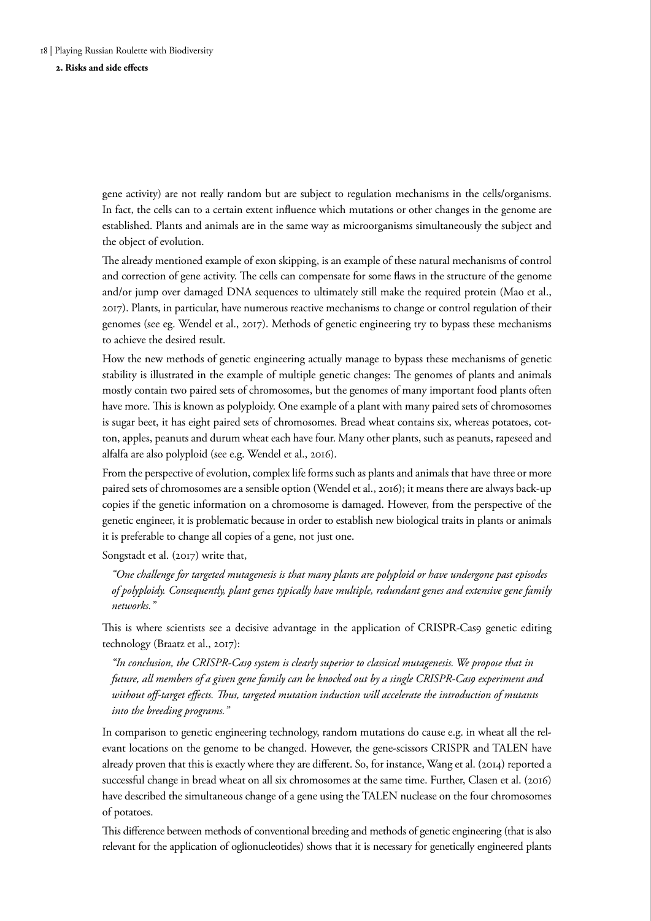gene activity) are not really random but are subject to regulation mechanisms in the cells/organisms. In fact, the cells can to a certain extent influence which mutations or other changes in the genome are established. Plants and animals are in the same way as microorganisms simultaneously the subject and the object of evolution.

The already mentioned example of exon skipping, is an example of these natural mechanisms of control and correction of gene activity. The cells can compensate for some flaws in the structure of the genome and/or jump over damaged DNA sequences to ultimately still make the required protein (Mao et al., 2017). Plants, in particular, have numerous reactive mechanisms to change or control regulation of their genomes (see eg. Wendel et al., 2017). Methods of genetic engineering try to bypass these mechanisms to achieve the desired result.

How the new methods of genetic engineering actually manage to bypass these mechanisms of genetic stability is illustrated in the example of multiple genetic changes: The genomes of plants and animals mostly contain two paired sets of chromosomes, but the genomes of many important food plants often have more. This is known as polyploidy. One example of a plant with many paired sets of chromosomes is sugar beet, it has eight paired sets of chromosomes. Bread wheat contains six, whereas potatoes, cotton, apples, peanuts and durum wheat each have four. Many other plants, such as peanuts, rapeseed and alfalfa are also polyploid (see e.g. Wendel et al., 2016).

From the perspective of evolution, complex life forms such as plants and animals that have three or more paired sets of chromosomes are a sensible option (Wendel et al., 2016); it means there are always back-up copies if the genetic information on a chromosome is damaged. However, from the perspective of the genetic engineer, it is problematic because in order to establish new biological traits in plants or animals it is preferable to change all copies of a gene, not just one.

Songstadt et al. (2017) write that,

> *"One challenge for targeted mutagenesis is that many plants are polyploid or have undergone past episodes of polyploidy. Consequently, plant genes typically have multiple, redundant genes and extensive gene family networks."*

This is where scientists see a decisive advantage in the application of CRISPR-Cas9 genetic editing technology (Braatz et al., 2017):

> *"In conclusion, the CRISPR-Cas9 system is clearly superior to classical mutagenesis. We propose that in future, all members of a given gene family can be knocked out by a single CRISPR-Cas9 experiment and without off-target effects. Thus, targeted mutation induction will accelerate the introduction of mutants into the breeding programs."*

In comparison to genetic engineering technology, random mutations do cause e.g. in wheat all the relevant locations on the genome to be changed. However, the gene-scissors CRISPR and TALEN have already proven that this is exactly where they are different. So, for instance, Wang et al. (2014) reported a successful change in bread wheat on all six chromosomes at the same time. Further, Clasen et al. (2016) have described the simultaneous change of a gene using the TALEN nuclease on the four chromosomes of potatoes.

This difference between methods of conventional breeding and methods of genetic engineering (that is also relevant for the application of oglionucleotides) shows that it is necessary for genetically engineered plants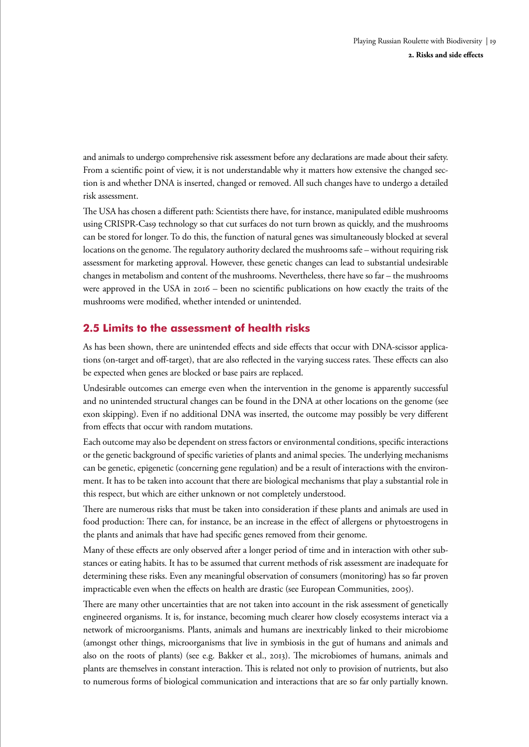and animals to undergo comprehensive risk assessment before any declarations are made about their safety. From a scientific point of view, it is not understandable why it matters how extensive the changed section is and whether DNA is inserted, changed or removed. All such changes have to undergo a detailed risk assessment.

The USA has chosen a different path: Scientists there have, for instance, manipulated edible mushrooms using CRISPR-Cas9 technology so that cut surfaces do not turn brown as quickly, and the mushrooms can be stored for longer. To do this, the function of natural genes was simultaneously blocked at several locations on the genome. The regulatory authority declared the mushrooms safe – without requiring risk assessment for marketing approval. However, these genetic changes can lead to substantial undesirable changes in metabolism and content of the mushrooms. Nevertheless, there have so far – the mushrooms were approved in the USA in 2016 – been no scientific publications on how exactly the traits of the mushrooms were modified, whether intended or unintended.

## 2.5 Limits to the assessment of health risks

As has been shown, there are unintended effects and side effects that occur with DNA-scissor applications (on-target and off-target), that are also reflected in the varying success rates. These effects can also be expected when genes are blocked or base pairs are replaced.

Undesirable outcomes can emerge even when the intervention in the genome is apparently successful and no unintended structural changes can be found in the DNA at other locations on the genome (see exon skipping). Even if no additional DNA was inserted, the outcome may possibly be very different from effects that occur with random mutations.

Each outcome may also be dependent on stress factors or environmental conditions, specific interactions or the genetic background of specific varieties of plants and animal species. The underlying mechanisms can be genetic, epigenetic (concerning gene regulation) and be a result of interactions with the environment. It has to be taken into account that there are biological mechanisms that play a substantial role in this respect, but which are either unknown or not completely understood.

There are numerous risks that must be taken into consideration if these plants and animals are used in food production: There can, for instance, be an increase in the effect of allergens or phytoestrogens in the plants and animals that have had specific genes removed from their genome.

Many of these effects are only observed after a longer period of time and in interaction with other substances or eating habits. It has to be assumed that current methods of risk assessment are inadequate for determining these risks. Even any meaningful observation of consumers (monitoring) has so far proven impracticable even when the effects on health are drastic (see European Communities, 2005).

There are many other uncertainties that are not taken into account in the risk assessment of genetically engineered organisms. It is, for instance, becoming much clearer how closely ecosystems interact via a network of microorganisms. Plants, animals and humans are inextricably linked to their microbiome (amongst other things, microorganisms that live in symbiosis in the gut of humans and animals and also on the roots of plants) (see e.g. Bakker et al., 2013). The microbiomes of humans, animals and plants are themselves in constant interaction. This is related not only to provision of nutrients, but also to numerous forms of biological communication and interactions that are so far only partially known.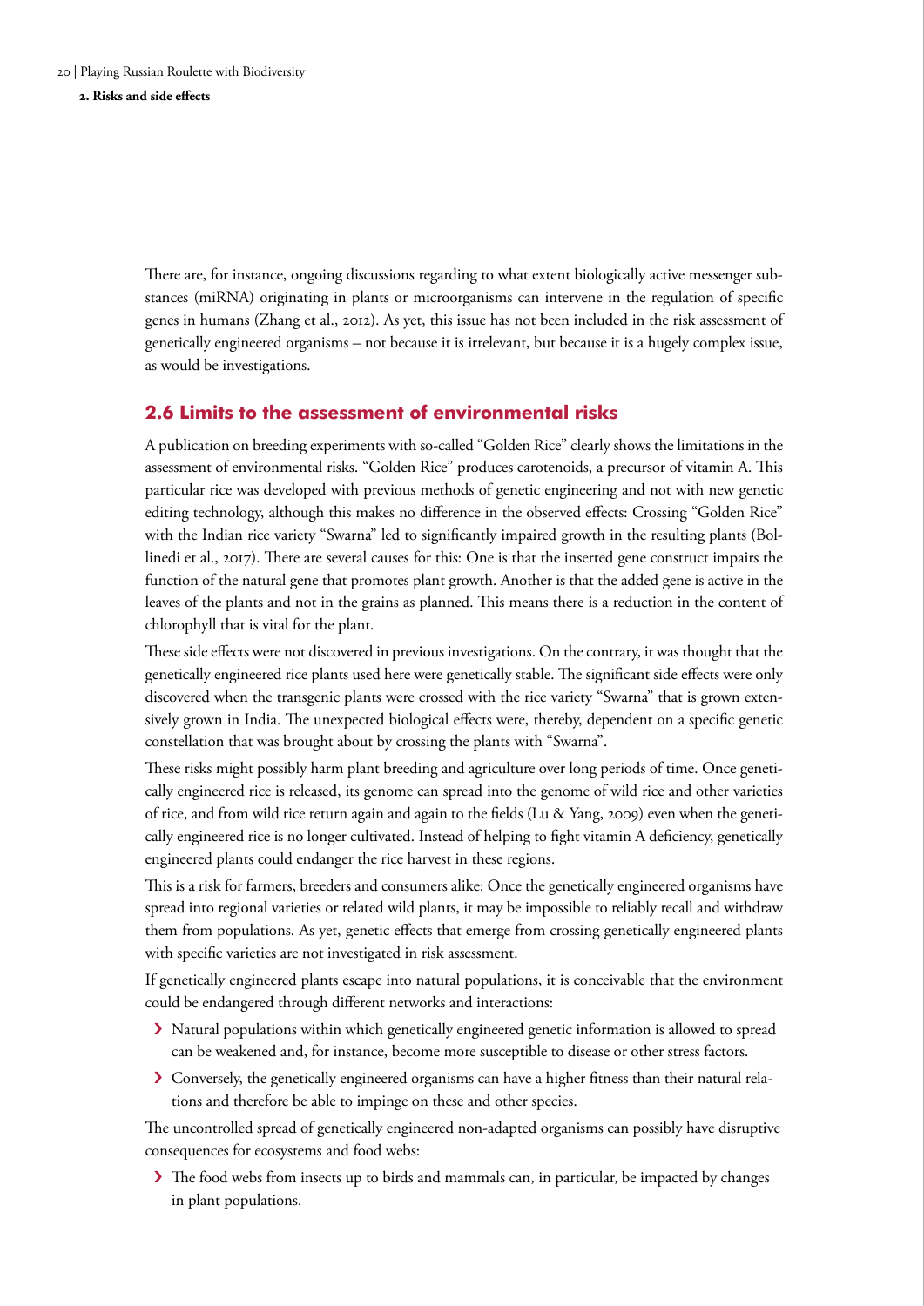There are, for instance, ongoing discussions regarding to what extent biologically active messenger substances (miRNA) originating in plants or microorganisms can intervene in the regulation of specific genes in humans (Zhang et al., 2012). As yet, this issue has not been included in the risk assessment of genetically engineered organisms – not because it is irrelevant, but because it is a hugely complex issue, as would be investigations.

## 2.6 Limits to the assessment of environmental risks

A publication on breeding experiments with so-called "Golden Rice" clearly shows the limitations in the assessment of environmental risks. "Golden Rice" produces carotenoids, a precursor of vitamin A. This particular rice was developed with previous methods of genetic engineering and not with new genetic editing technology, although this makes no difference in the observed effects: Crossing "Golden Rice" with the Indian rice variety "Swarna" led to significantly impaired growth in the resulting plants (Bollinedi et al., 2017). There are several causes for this: One is that the inserted gene construct impairs the function of the natural gene that promotes plant growth. Another is that the added gene is active in the leaves of the plants and not in the grains as planned. This means there is a reduction in the content of chlorophyll that is vital for the plant.

These side effects were not discovered in previous investigations. On the contrary, it was thought that the genetically engineered rice plants used here were genetically stable. The significant side effects were only discovered when the transgenic plants were crossed with the rice variety "Swarna" that is grown extensively grown in India. The unexpected biological effects were, thereby, dependent on a specific genetic constellation that was brought about by crossing the plants with "Swarna".

These risks might possibly harm plant breeding and agriculture over long periods of time. Once genetically engineered rice is released, its genome can spread into the genome of wild rice and other varieties of rice, and from wild rice return again and again to the fields (Lu & Yang, 2009) even when the genetically engineered rice is no longer cultivated. Instead of helping to fight vitamin A deficiency, genetically engineered plants could endanger the rice harvest in these regions.

This is a risk for farmers, breeders and consumers alike: Once the genetically engineered organisms have spread into regional varieties or related wild plants, it may be impossible to reliably recall and withdraw them from populations. As yet, genetic effects that emerge from crossing genetically engineered plants with specific varieties are not investigated in risk assessment.

If genetically engineered plants escape into natural populations, it is conceivable that the environment could be endangered through different networks and interactions:

- Natural populations within which genetically engineered genetic information is allowed to spread can be weakened and, for instance, become more susceptible to disease or other stress factors.
- Conversely, the genetically engineered organisms can have a higher fitness than their natural relations and therefore be able to impinge on these and other species.

The uncontrolled spread of genetically engineered non-adapted organisms can possibly have disruptive consequences for ecosystems and food webs:

- The food webs from insects up to birds and mammals can, in particular, be impacted by changes in plant populations.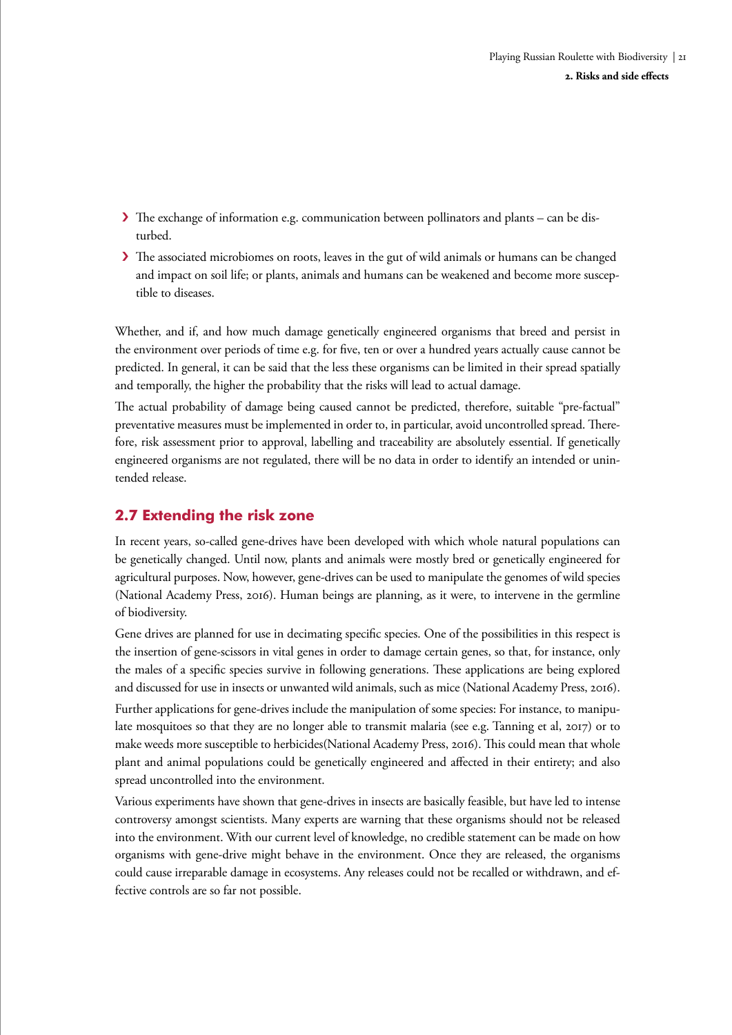- The exchange of information e.g. communication between pollinators and plants – can be disturbed.
- The associated microbiomes on roots, leaves in the gut of wild animals or humans can be changed and impact on soil life; or plants, animals and humans can be weakened and become more susceptible to diseases.

Whether, and if, and how much damage genetically engineered organisms that breed and persist in the environment over periods of time e.g. for five, ten or over a hundred years actually cause cannot be predicted. In general, it can be said that the less these organisms can be limited in their spread spatially and temporally, the higher the probability that the risks will lead to actual damage.

The actual probability of damage being caused cannot be predicted, therefore, suitable "pre-factual" preventative measures must be implemented in order to, in particular, avoid uncontrolled spread. Therefore, risk assessment prior to approval, labelling and traceability are absolutely essential. If genetically engineered organisms are not regulated, there will be no data in order to identify an intended or unintended release.

## 2.7 Extending the risk zone

In recent years, so-called gene-drives have been developed with which whole natural populations can be genetically changed. Until now, plants and animals were mostly bred or genetically engineered for agricultural purposes. Now, however, gene-drives can be used to manipulate the genomes of wild species (National Academy Press, 2016). Human beings are planning, as it were, to intervene in the germline of biodiversity.

Gene drives are planned for use in decimating specific species. One of the possibilities in this respect is the insertion of gene-scissors in vital genes in order to damage certain genes, so that, for instance, only the males of a specific species survive in following generations. These applications are being explored and discussed for use in insects or unwanted wild animals, such as mice (National Academy Press, 2016).

Further applications for gene-drives include the manipulation of some species: For instance, to manipulate mosquitoes so that they are no longer able to transmit malaria (see e.g. Tanning et al, 2017) or to make weeds more susceptible to herbicides(National Academy Press, 2016). This could mean that whole plant and animal populations could be genetically engineered and affected in their entirety; and also spread uncontrolled into the environment.

Various experiments have shown that gene-drives in insects are basically feasible, but have led to intense controversy amongst scientists. Many experts are warning that these organisms should not be released into the environment. With our current level of knowledge, no credible statement can be made on how organisms with gene-drive might behave in the environment. Once they are released, the organisms could cause irreparable damage in ecosystems. Any releases could not be recalled or withdrawn, and effective controls are so far not possible.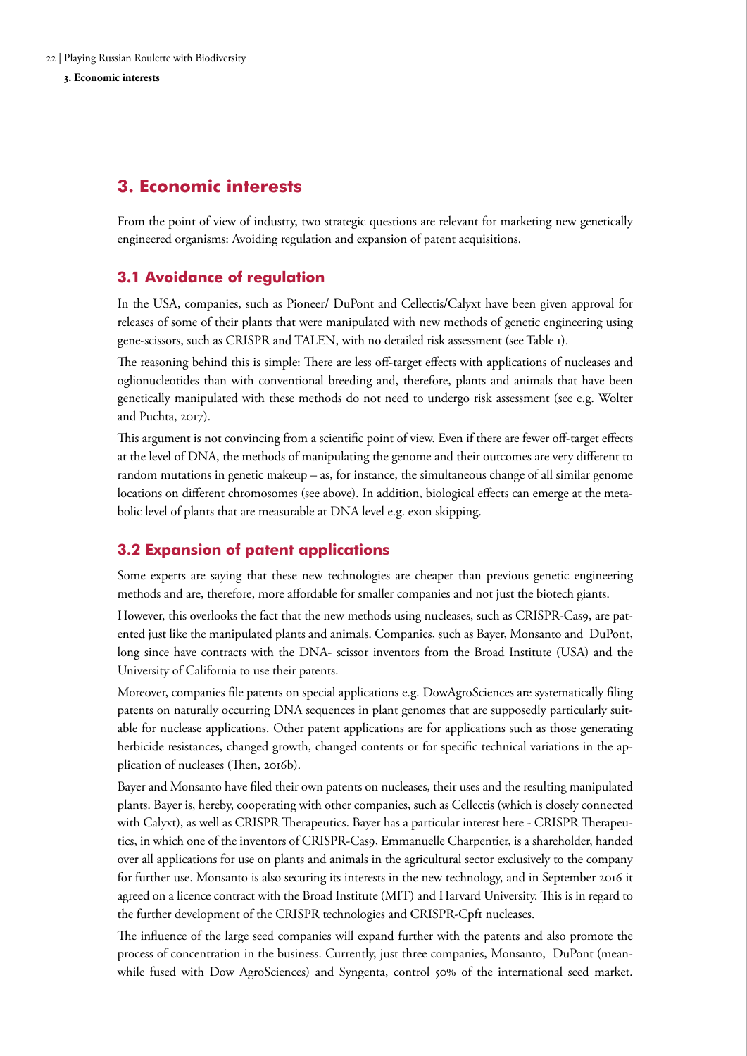# 3. Economic interests

From the point of view of industry, two strategic questions are relevant for marketing new genetically engineered organisms: Avoiding regulation and expansion of patent acquisitions.

## 3.1 Avoidance of regulation

In the USA, companies, such as Pioneer/ DuPont and Cellectis/Calyxt have been given approval for releases of some of their plants that were manipulated with new methods of genetic engineering using gene-scissors, such as CRISPR and TALEN, with no detailed risk assessment (see Table 1).

The reasoning behind this is simple: There are less off-target effects with applications of nucleases and oglionucleotides than with conventional breeding and, therefore, plants and animals that have been genetically manipulated with these methods do not need to undergo risk assessment (see e.g. Wolter and Puchta, 2017).

This argument is not convincing from a scientific point of view. Even if there are fewer off-target effects at the level of DNA, the methods of manipulating the genome and their outcomes are very different to random mutations in genetic makeup – as, for instance, the simultaneous change of all similar genome locations on different chromosomes (see above). In addition, biological effects can emerge at the metabolic level of plants that are measurable at DNA level e.g. exon skipping.

## 3.2 Expansion of patent applications

Some experts are saying that these new technologies are cheaper than previous genetic engineering methods and are, therefore, more affordable for smaller companies and not just the biotech giants.

However, this overlooks the fact that the new methods using nucleases, such as CRISPR-Cas9, are patented just like the manipulated plants and animals. Companies, such as Bayer, Monsanto and DuPont, long since have contracts with the DNA- scissor inventors from the Broad Institute (USA) and the University of California to use their patents.

Moreover, companies file patents on special applications e.g. DowAgroSciences are systematically filing patents on naturally occurring DNA sequences in plant genomes that are supposedly particularly suitable for nuclease applications. Other patent applications are for applications such as those generating herbicide resistances, changed growth, changed contents or for specific technical variations in the application of nucleases (Then, 2016b).

Bayer and Monsanto have filed their own patents on nucleases, their uses and the resulting manipulated plants. Bayer is, hereby, cooperating with other companies, such as Cellectis (which is closely connected with Calyxt), as well as CRISPR Therapeutics. Bayer has a particular interest here - CRISPR Therapeutics, in which one of the inventors of CRISPR-Cas9, Emmanuelle Charpentier, is a shareholder, handed over all applications for use on plants and animals in the agricultural sector exclusively to the company for further use. Monsanto is also securing its interests in the new technology, and in September 2016 it agreed on a licence contract with the Broad Institute (MIT) and Harvard University. This is in regard to the further development of the CRISPR technologies and CRISPR-Cpf1 nucleases.

The influence of the large seed companies will expand further with the patents and also promote the process of concentration in the business. Currently, just three companies, Monsanto, DuPont (meanwhile fused with Dow AgroSciences) and Syngenta, control 50% of the international seed market.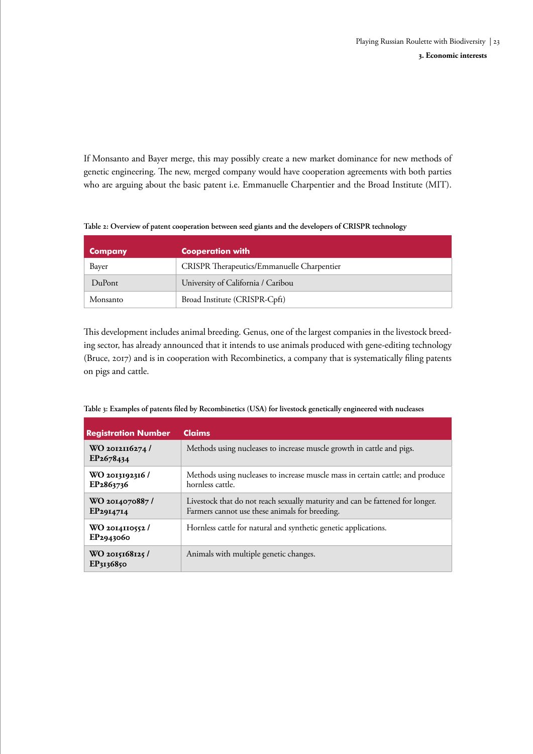If Monsanto and Bayer merge, this may possibly create a new market dominance for new methods of genetic engineering. The new, merged company would have cooperation agreements with both parties who are arguing about the basic patent i.e. Emmanuelle Charpentier and the Broad Institute (MIT).

**Table 2: Overview of patent cooperation between seed giants and the developers of CRISPR technology**

| Company | Cooperation with |
|---|---|
| Bayer | CRISPR Therapeutics/Emmanuelle Charpentier |
| DuPont | University of California / Caribou |
| Monsanto | Broad Institute (CRISPR-Cpf1) |

This development includes animal breeding. Genus, one of the largest companies in the livestock breeding sector, has already announced that it intends to use animals produced with gene-editing technology (Bruce, 2017) and is in cooperation with Recombinetics, a company that is systematically filing patents on pigs and cattle.

**Table 3: Examples of patents filed by Recombinetics (USA) for livestock genetically engineered with nucleases**

| Registration Number | Claims |
|---|---|
| **WO 2012116274 / EP2678434** | Methods using nucleases to increase muscle growth in cattle and pigs. |
| **WO 2013192316 / EP2863736** | Methods using nucleases to increase muscle mass in certain cattle; and produce hornless cattle. |
| **WO 2014070887 / EP2914714** | Livestock that do not reach sexually maturity and can be fattened for longer. Farmers cannot use these animals for breeding. |
| **WO 2014110552 / EP2943060** | Hornless cattle for natural and synthetic genetic applications. |
| **WO 2015168125 / EP3136850** | Animals with multiple genetic changes. |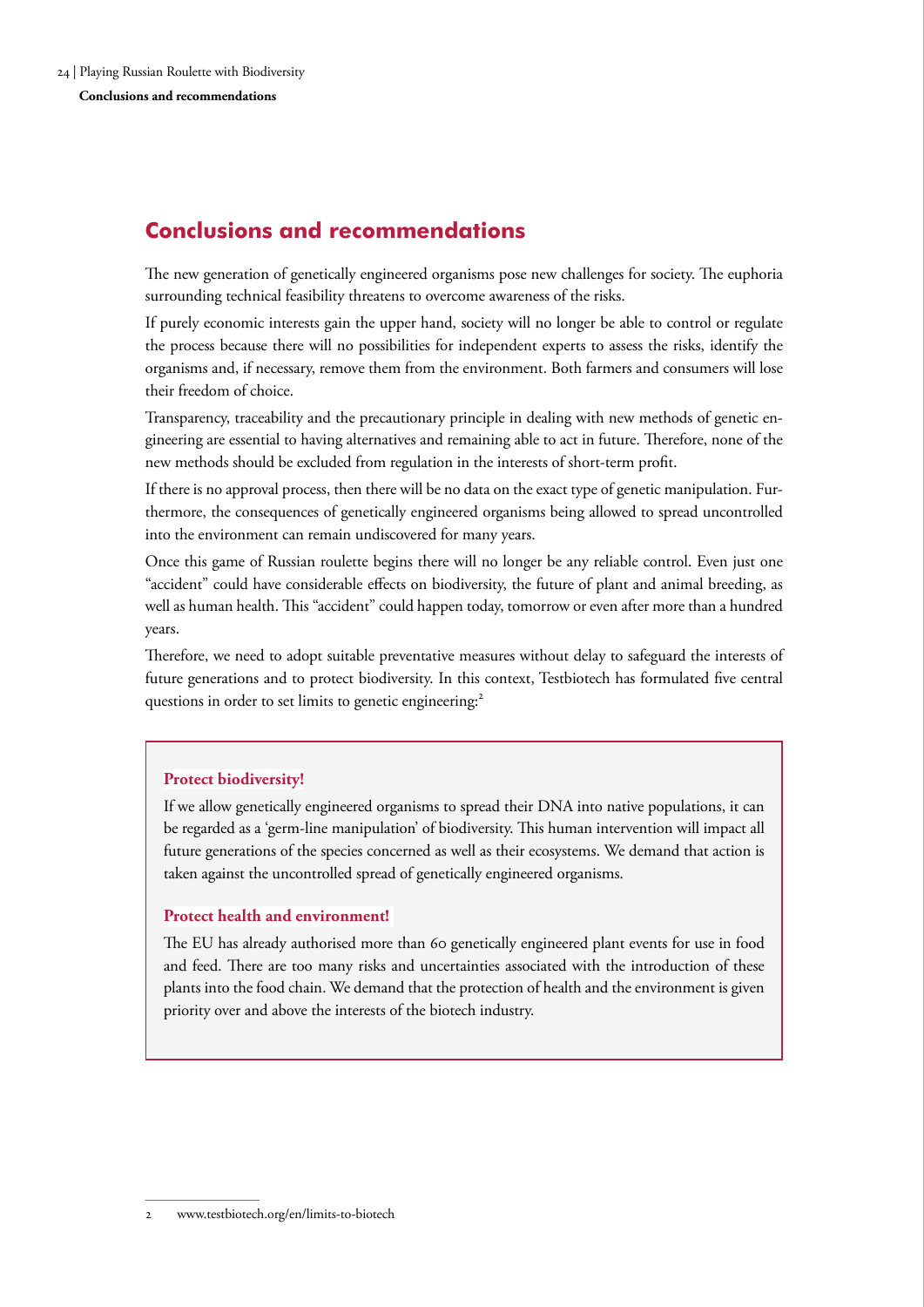## Conclusions and recommendations

The new generation of genetically engineered organisms pose new challenges for society. The euphoria surrounding technical feasibility threatens to overcome awareness of the risks.

If purely economic interests gain the upper hand, society will no longer be able to control or regulate the process because there will no possibilities for independent experts to assess the risks, identify the organisms and, if necessary, remove them from the environment. Both farmers and consumers will lose their freedom of choice.

Transparency, traceability and the precautionary principle in dealing with new methods of genetic engineering are essential to having alternatives and remaining able to act in future. Therefore, none of the new methods should be excluded from regulation in the interests of short-term profit.

If there is no approval process, then there will be no data on the exact type of genetic manipulation. Furthermore, the consequences of genetically engineered organisms being allowed to spread uncontrolled into the environment can remain undiscovered for many years.

Once this game of Russian roulette begins there will no longer be any reliable control. Even just one "accident" could have considerable effects on biodiversity, the future of plant and animal breeding, as well as human health. This "accident" could happen today, tomorrow or even after more than a hundred years.

Therefore, we need to adopt suitable preventative measures without delay to safeguard the interests of future generations and to protect biodiversity. In this context, Testbiotech has formulated five central questions in order to set limits to genetic engineering:[2]

**Protect biodiversity!**

If we allow genetically engineered organisms to spread their DNA into native populations, it can be regarded as a 'germ-line manipulation' of biodiversity. This human intervention will impact all future generations of the species concerned as well as their ecosystems. We demand that action is taken against the uncontrolled spread of genetically engineered organisms.

**Protect health and environment!**

The EU has already authorised more than 60 genetically engineered plant events for use in food and feed. There are too many risks and uncertainties associated with the introduction of these plants into the food chain. We demand that the protection of health and the environment is given priority over and above the interests of the biotech industry.

---

2 www.testbiotech.org/en/limits-to-biotech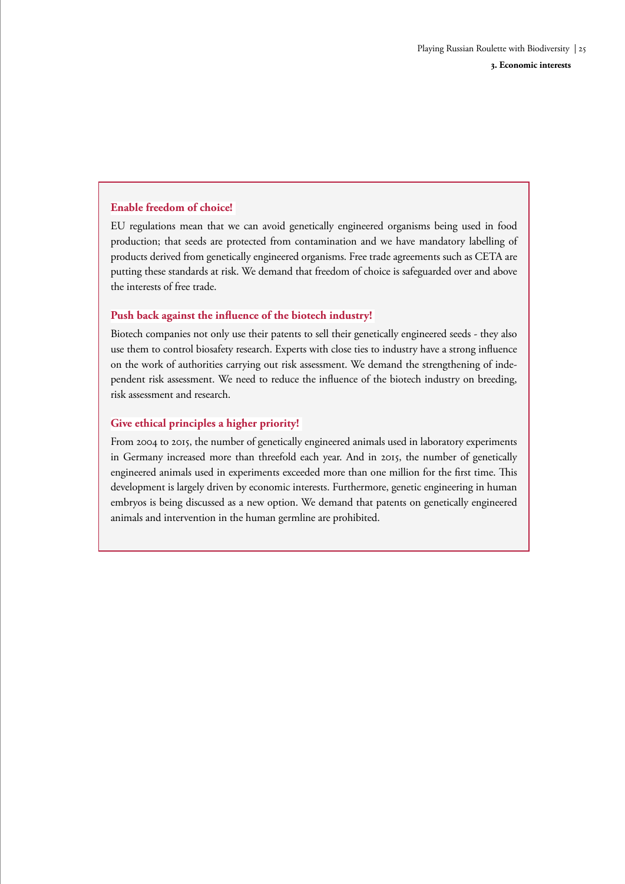### Enable freedom of choice!

EU regulations mean that we can avoid genetically engineered organisms being used in food production; that seeds are protected from contamination and we have mandatory labelling of products derived from genetically engineered organisms. Free trade agreements such as CETA are putting these standards at risk. We demand that freedom of choice is safeguarded over and above the interests of free trade.

### Push back against the influence of the biotech industry!

Biotech companies not only use their patents to sell their genetically engineered seeds - they also use them to control biosafety research. Experts with close ties to industry have a strong influence on the work of authorities carrying out risk assessment. We demand the strengthening of independent risk assessment. We need to reduce the influence of the biotech industry on breeding, risk assessment and research.

### Give ethical principles a higher priority!

From 2004 to 2015, the number of genetically engineered animals used in laboratory experiments in Germany increased more than threefold each year. And in 2015, the number of genetically engineered animals used in experiments exceeded more than one million for the first time. This development is largely driven by economic interests. Furthermore, genetic engineering in human embryos is being discussed as a new option. We demand that patents on genetically engineered animals and intervention in the human germline are prohibited.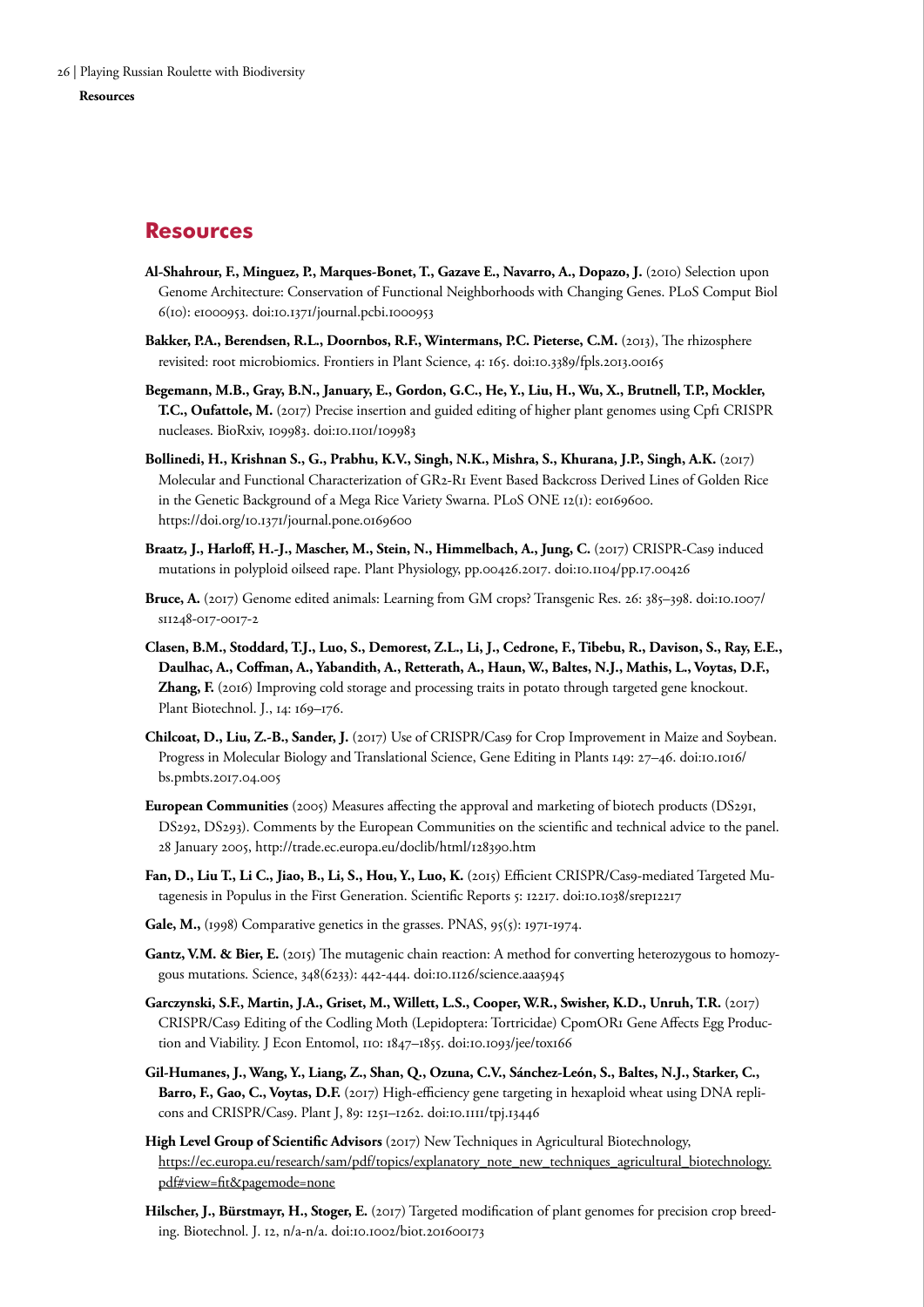## Resources

**Al-Shahrour, F., Minguez, P., Marques-Bonet, T., Gazave E., Navarro, A., Dopazo, J.** (2010) Selection upon Genome Architecture: Conservation of Functional Neighborhoods with Changing Genes. PLoS Comput Biol 6(10): e1000953. doi:10.1371/journal.pcbi.1000953

**Bakker, P.A., Berendsen, R.L., Doornbos, R.F., Wintermans, P.C. Pieterse, C.M.** (2013), The rhizosphere revisited: root microbiomics. Frontiers in Plant Science, 4: 165. doi:10.3389/fpls.2013.00165

**Begemann, M.B., Gray, B.N., January, E., Gordon, G.C., He, Y., Liu, H., Wu, X., Brutnell, T.P., Mockler, T.C., Oufattole, M.** (2017) Precise insertion and guided editing of higher plant genomes using Cpf1 CRISPR nucleases. BioRxiv, 109983. doi:10.1101/109983

**Bollinedi, H., Krishnan S., G., Prabhu, K.V., Singh, N.K., Mishra, S., Khurana, J.P., Singh, A.K.** (2017) Molecular and Functional Characterization of GR2-R1 Event Based Backcross Derived Lines of Golden Rice in the Genetic Background of a Mega Rice Variety Swarna. PLoS ONE 12(1): e0169600. https://doi.org/10.1371/journal.pone.0169600

**Braatz, J., Harloff, H.-J., Mascher, M., Stein, N., Himmelbach, A., Jung, C.** (2017) CRISPR-Cas9 induced mutations in polyploid oilseed rape. Plant Physiology, pp.00426.2017. doi:10.1104/pp.17.00426

**Bruce, A.** (2017) Genome edited animals: Learning from GM crops? Transgenic Res. 26: 385–398. doi:10.1007/s11248-017-0017-2

**Clasen, B.M., Stoddard, T.J., Luo, S., Demorest, Z.L., Li, J., Cedrone, F., Tibebu, R., Davison, S., Ray, E.E., Daulhac, A., Coffman, A., Yabandith, A., Retterath, A., Haun, W., Baltes, N.J., Mathis, L., Voytas, D.F., Zhang, F.** (2016) Improving cold storage and processing traits in potato through targeted gene knockout. Plant Biotechnol. J., 14: 169–176.

**Chilcoat, D., Liu, Z.-B., Sander, J.** (2017) Use of CRISPR/Cas9 for Crop Improvement in Maize and Soybean. Progress in Molecular Biology and Translational Science, Gene Editing in Plants 149: 27–46. doi:10.1016/bs.pmbts.2017.04.005

**European Communities** (2005) Measures affecting the approval and marketing of biotech products (DS291, DS292, DS293). Comments by the European Communities on the scientific and technical advice to the panel. 28 January 2005, http://trade.ec.europa.eu/doclib/html/128390.htm

**Fan, D., Liu T., Li C., Jiao, B., Li, S., Hou, Y., Luo, K.** (2015) Efficient CRISPR/Cas9-mediated Targeted Mutagenesis in Populus in the First Generation. Scientific Reports 5: 12217. doi:10.1038/srep12217

**Gale, M.,** (1998) Comparative genetics in the grasses. PNAS, 95(5): 1971-1974.

**Gantz, V.M. & Bier, E.** (2015) The mutagenic chain reaction: A method for converting heterozygous to homozygous mutations. Science, 348(6233): 442-444. doi:10.1126/science.aaa5945

**Garczynski, S.F., Martin, J.A., Griset, M., Willett, L.S., Cooper, W.R., Swisher, K.D., Unruh, T.R.** (2017) CRISPR/Cas9 Editing of the Codling Moth (Lepidoptera: Tortricidae) CpomOR1 Gene Affects Egg Production and Viability. J Econ Entomol, 110: 1847–1855. doi:10.1093/jee/tox166

**Gil-Humanes, J., Wang, Y., Liang, Z., Shan, Q., Ozuna, C.V., Sánchez-León, S., Baltes, N.J., Starker, C., Barro, F., Gao, C., Voytas, D.F.** (2017) High-efficiency gene targeting in hexaploid wheat using DNA replicons and CRISPR/Cas9. Plant J, 89: 1251–1262. doi:10.1111/tpj.13446

**High Level Group of Scientific Advisors** (2017) New Techniques in Agricultural Biotechnology, https://ec.europa.eu/research/sam/pdf/topics/explanatory_note_new_techniques_agricultural_biotechnology.pdf#view=fit&pagemode=none

**Hilscher, J., Bürstmayr, H., Stoger, E.** (2017) Targeted modification of plant genomes for precision crop breeding. Biotechnol. J. 12, n/a-n/a. doi:10.1002/biot.201600173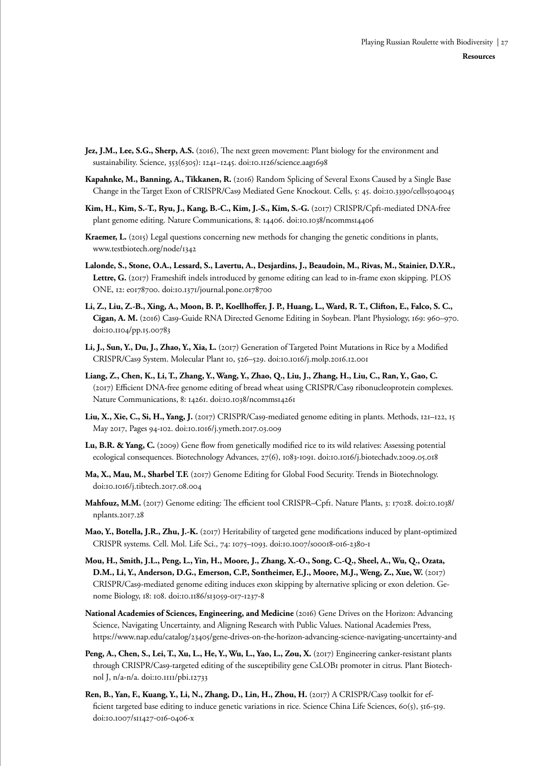**Jez, J.M., Lee, S.G., Sherp, A.S.** (2016), The next green movement: Plant biology for the environment and sustainability. Science, 353(6305): 1241–1245. doi:10.1126/science.aag1698

**Kapahnke, M., Banning, A., Tikkanen, R.** (2016) Random Splicing of Several Exons Caused by a Single Base Change in the Target Exon of CRISPR/Cas9 Mediated Gene Knockout. Cells, 5: 45. doi:10.3390/cells5040045

**Kim, H., Kim, S.-T., Ryu, J., Kang, B.-C., Kim, J.-S., Kim, S.-G.** (2017) CRISPR/Cpf1-mediated DNA-free plant genome editing. Nature Communications, 8: 14406. doi:10.1038/ncomms14406

**Kraemer, L.** (2015) Legal questions concerning new methods for changing the genetic conditions in plants, www.testbiotech.org/node/1342

**Lalonde, S., Stone, O.A., Lessard, S., Lavertu, A., Desjardins, J., Beaudoin, M., Rivas, M., Stainier, D.Y.R., Lettre, G.** (2017) Frameshift indels introduced by genome editing can lead to in-frame exon skipping. PLOS ONE, 12: e0178700. doi:10.1371/journal.pone.0178700

**Li, Z., Liu, Z.-B., Xing, A., Moon, B. P., Koellhoffer, J. P., Huang, L., Ward, R. T., Clifton, E., Falco, S. C., Cigan, A. M.** (2016) Cas9-Guide RNA Directed Genome Editing in Soybean. Plant Physiology, 169: 960–970. doi:10.1104/pp.15.00783

**Li, J., Sun, Y., Du, J., Zhao, Y., Xia, L.** (2017) Generation of Targeted Point Mutations in Rice by a Modified CRISPR/Cas9 System. Molecular Plant 10, 526–529. doi:10.1016/j.molp.2016.12.001

**Liang, Z., Chen, K., Li, T., Zhang, Y., Wang, Y., Zhao, Q., Liu, J., Zhang, H., Liu, C., Ran, Y., Gao, C.** (2017) Efficient DNA-free genome editing of bread wheat using CRISPR/Cas9 ribonucleoprotein complexes. Nature Communications, 8: 14261. doi:10.1038/ncomms14261

**Liu, X., Xie, C., Si, H., Yang, J.** (2017) CRISPR/Cas9-mediated genome editing in plants. Methods, 121–122, 15 May 2017, Pages 94-102. doi:10.1016/j.ymeth.2017.03.009

**Lu, B.R. & Yang, C.** (2009) Gene flow from genetically modified rice to its wild relatives: Assessing potential ecological consequences. Biotechnology Advances, 27(6), 1083-1091. doi:10.1016/j.biotechadv.2009.05.018

**Ma, X., Mau, M., Sharbel T.F.** (2017) Genome Editing for Global Food Security. Trends in Biotechnology. doi:10.1016/j.tibtech.2017.08.004

**Mahfouz, M.M.** (2017) Genome editing: The efficient tool CRISPR–Cpf1. Nature Plants, 3: 17028. doi:10.1038/nplants.2017.28

**Mao, Y., Botella, J.R., Zhu, J.-K.** (2017) Heritability of targeted gene modifications induced by plant-optimized CRISPR systems. Cell. Mol. Life Sci., 74: 1075–1093. doi:10.1007/s00018-016-2380-1

**Mou, H., Smith, J.L., Peng, L., Yin, H., Moore, J., Zhang, X.-O., Song, C.-Q., Sheel, A., Wu, Q., Ozata, D.M., Li, Y., Anderson, D.G., Emerson, C.P., Sontheimer, E.J., Moore, M.J., Weng, Z., Xue, W.** (2017) CRISPR/Cas9-mediated genome editing induces exon skipping by alternative splicing or exon deletion. Genome Biology, 18: 108. doi:10.1186/s13059-017-1237-8

**National Academies of Sciences, Engineering, and Medicine** (2016) Gene Drives on the Horizon: Advancing Science, Navigating Uncertainty, and Aligning Research with Public Values. National Academies Press, https://www.nap.edu/catalog/23405/gene-drives-on-the-horizon-advancing-science-navigating-uncertainty-and

**Peng, A., Chen, S., Lei, T., Xu, L., He, Y., Wu, L., Yao, L., Zou, X.** (2017) Engineering canker-resistant plants through CRISPR/Cas9-targeted editing of the susceptibility gene CsLOB1 promoter in citrus. Plant Biotechnol J, n/a-n/a. doi:10.1111/pbi.12733

**Ren, B., Yan, F., Kuang, Y., Li, N., Zhang, D., Lin, H., Zhou, H.** (2017) A CRISPR/Cas9 toolkit for efficient targeted base editing to induce genetic variations in rice. Science China Life Sciences, 60(5), 516-519. doi:10.1007/s11427-016-0406-x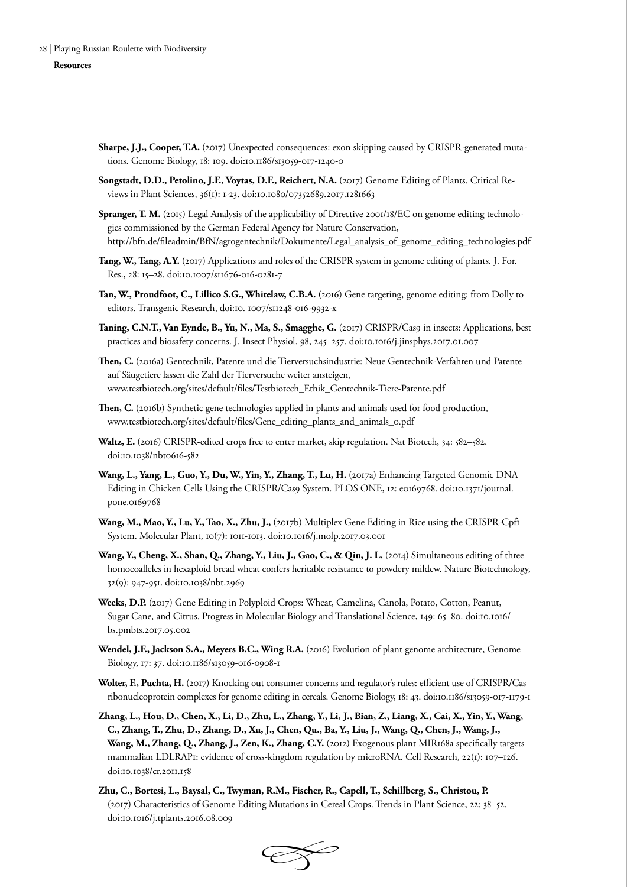**Sharpe, J.J., Cooper, T.A.** (2017) Unexpected consequences: exon skipping caused by CRISPR-generated mutations. Genome Biology, 18: 109. doi:10.1186/s13059-017-1240-0

**Songstadt, D.D., Petolino, J.F., Voytas, D.F., Reichert, N.A.** (2017) Genome Editing of Plants. Critical Reviews in Plant Sciences, 36(1): 1-23. doi:10.1080/07352689.2017.1281663

**Spranger, T. M.** (2015) Legal Analysis of the applicability of Directive 2001/18/EC on genome editing technologies commissioned by the German Federal Agency for Nature Conservation, http://bfn.de/fileadmin/BfN/agrogentechnik/Dokumente/Legal_analysis_of_genome_editing_technologies.pdf

**Tang, W., Tang, A.Y.** (2017) Applications and roles of the CRISPR system in genome editing of plants. J. For. Res., 28: 15–28. doi:10.1007/s11676-016-0281-7

**Tan, W., Proudfoot, C., Lillico S.G., Whitelaw, C.B.A.** (2016) Gene targeting, genome editing: from Dolly to editors. Transgenic Research, doi:10. 1007/s11248-016-9932-x

**Taning, C.N.T., Van Eynde, B., Yu, N., Ma, S., Smagghe, G.** (2017) CRISPR/Cas9 in insects: Applications, best practices and biosafety concerns. J. Insect Physiol. 98, 245–257. doi:10.1016/j.jinsphys.2017.01.007

**Then, C.** (2016a) Gentechnik, Patente und die Tierversuchsindustrie: Neue Gentechnik-Verfahren und Patente auf Säugetiere lassen die Zahl der Tierversuche weiter ansteigen, www.testbiotech.org/sites/default/files/Testbiotech_Ethik_Gentechnik-Tiere-Patente.pdf

**Then, C.** (2016b) Synthetic gene technologies applied in plants and animals used for food production, www.testbiotech.org/sites/default/files/Gene_editing_plants_and_animals_0.pdf

**Waltz, E.** (2016) CRISPR-edited crops free to enter market, skip regulation. Nat Biotech, 34: 582–582. doi:10.1038/nbt0616-582

**Wang, L., Yang, L., Guo, Y., Du, W., Yin, Y., Zhang, T., Lu, H.** (2017a) Enhancing Targeted Genomic DNA Editing in Chicken Cells Using the CRISPR/Cas9 System. PLOS ONE, 12: e0169768. doi:10.1371/journal.pone.0169768

**Wang, M., Mao, Y., Lu, Y., Tao, X., Zhu, J.,** (2017b) Multiplex Gene Editing in Rice using the CRISPR-Cpf1 System. Molecular Plant, 10(7): 1011-1013. doi:10.1016/j.molp.2017.03.001

**Wang, Y., Cheng, X., Shan, Q., Zhang, Y., Liu, J., Gao, C., & Qiu, J. L.** (2014) Simultaneous editing of three homoeoalleles in hexaploid bread wheat confers heritable resistance to powdery mildew. Nature Biotechnology, 32(9): 947-951. doi:10.1038/nbt.2969

**Weeks, D.P.** (2017) Gene Editing in Polyploid Crops: Wheat, Camelina, Canola, Potato, Cotton, Peanut, Sugar Cane, and Citrus. Progress in Molecular Biology and Translational Science, 149: 65–80. doi:10.1016/bs.pmbts.2017.05.002

**Wendel, J.F., Jackson S.A., Meyers B.C., Wing R.A.** (2016) Evolution of plant genome architecture, Genome Biology, 17: 37. doi:10.1186/s13059-016-0908-1

**Wolter, F., Puchta, H.** (2017) Knocking out consumer concerns and regulator's rules: efficient use of CRISPR/Cas ribonucleoprotein complexes for genome editing in cereals. Genome Biology, 18: 43. doi:10.1186/s13059-017-1179-1

**Zhang, L., Hou, D., Chen, X., Li, D., Zhu, L., Zhang, Y., Li, J., Bian, Z., Liang, X., Cai, X., Yin, Y., Wang, C., Zhang, T., Zhu, D., Zhang, D., Xu, J., Chen, Qu., Ba, Y., Liu, J., Wang, Q., Chen, J., Wang, J., Wang, M., Zhang, Q., Zhang, J., Zen, K., Zhang, C.Y.** (2012) Exogenous plant MIR168a specifically targets mammalian LDLRAP1: evidence of cross-kingdom regulation by microRNA. Cell Research, 22(1): 107–126. doi:10.1038/cr.2011.158

**Zhu, C., Bortesi, L., Baysal, C., Twyman, R.M., Fischer, R., Capell, T., Schillberg, S., Christou, P.** (2017) Characteristics of Genome Editing Mutations in Cereal Crops. Trends in Plant Science, 22: 38–52. doi:10.1016/j.tplants.2016.08.009